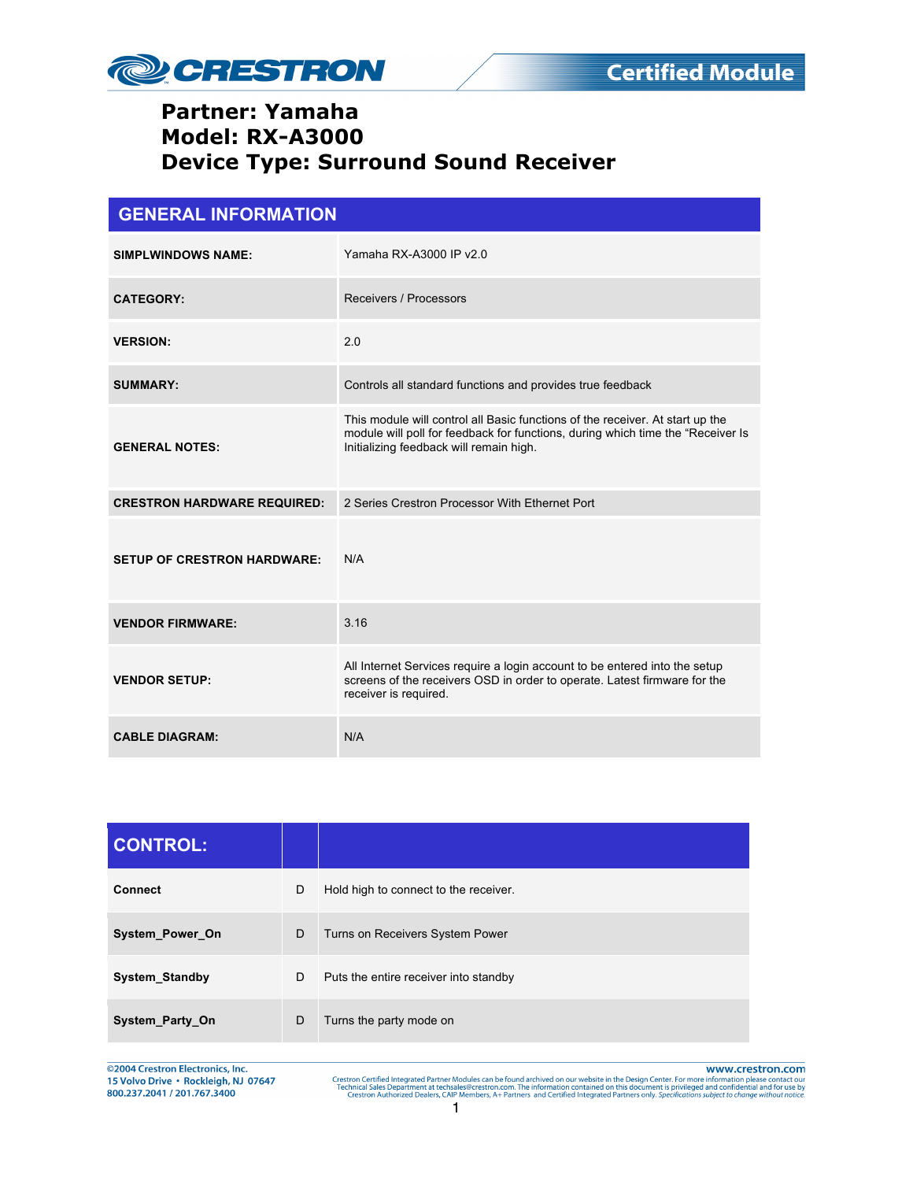# Partner: Yamaha
# Model: RX-A3000
# Device Type: Surround Sound Receiver

## GENERAL INFORMATION

| | |
|---|---|
| **SIMPLWINDOWS NAME:** | Yamaha RX-A3000 IP v2.0 |
| **CATEGORY:** | Receivers / Processors |
| **VERSION:** | 2.0 |
| **SUMMARY:** | Controls all standard functions and provides true feedback |
| **GENERAL NOTES:** | This module will control all Basic functions of the receiver. At start up the module will poll for feedback for functions, during which time the "Receiver Is Initializing feedback will remain high. |
| **CRESTRON HARDWARE REQUIRED:** | 2 Series Crestron Processor With Ethernet Port |
| **SETUP OF CRESTRON HARDWARE:** | N/A |
| **VENDOR FIRMWARE:** | 3.16 |
| **VENDOR SETUP:** | All Internet Services require a login account to be entered into the setup screens of the receivers OSD in order to operate. Latest firmware for the receiver is required. |
| **CABLE DIAGRAM:** | N/A |

| CONTROL: | | |
|---|---|---|
| **Connect** | D | Hold high to connect to the receiver. |
| **System_Power_On** | D | Turns on Receivers System Power |
| **System_Standby** | D | Puts the entire receiver into standby |
| **System_Party_On** | D | Turns the party mode on |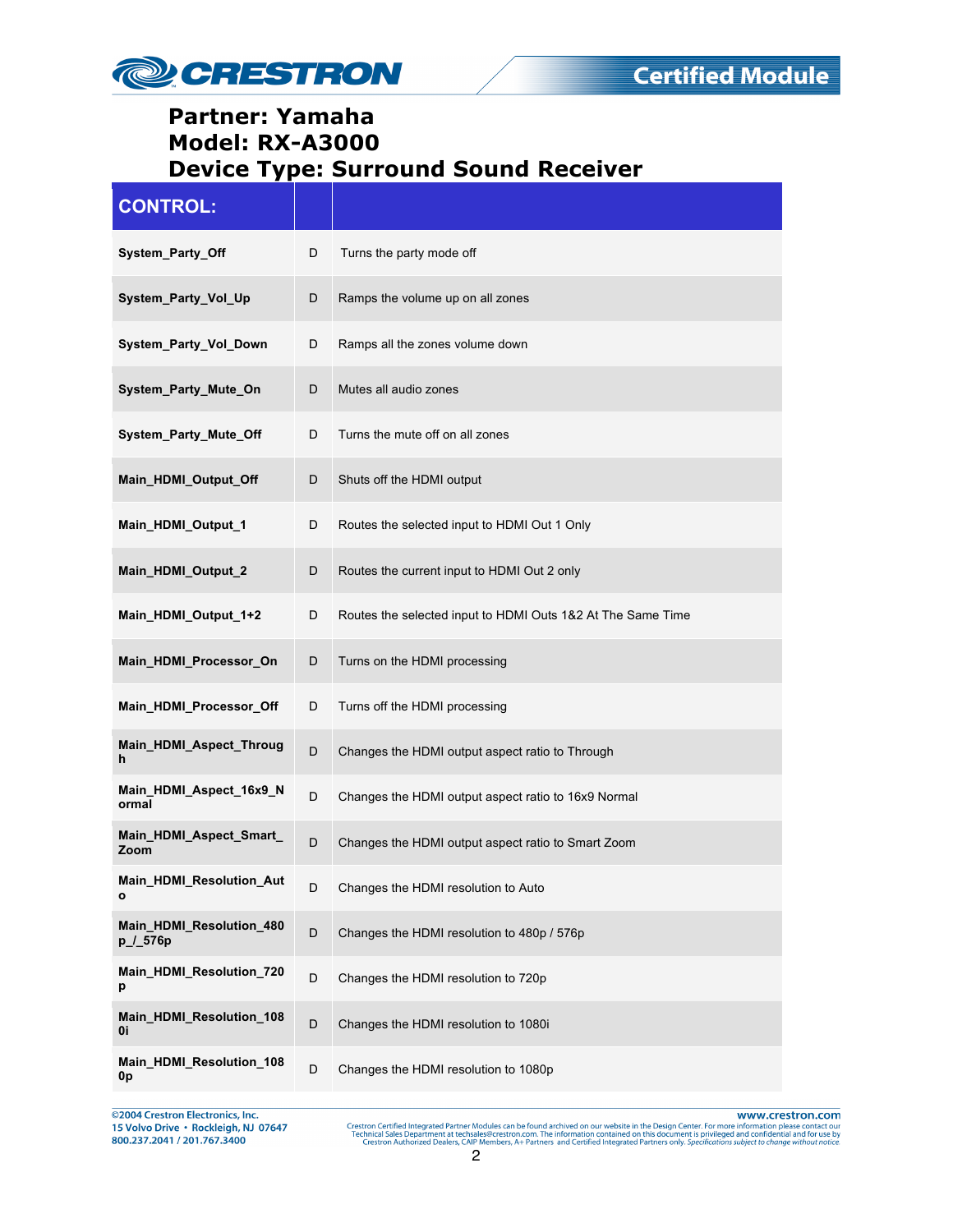# Partner: Yamaha
# Model: RX-A3000
# Device Type: Surround Sound Receiver

| CONTROL: | | |
|---|---|---|
| System_Party_Off | D | Turns the party mode off |
| System_Party_Vol_Up | D | Ramps the volume up on all zones |
| System_Party_Vol_Down | D | Ramps all the zones volume down |
| System_Party_Mute_On | D | Mutes all audio zones |
| System_Party_Mute_Off | D | Turns the mute off on all zones |
| Main_HDMI_Output_Off | D | Shuts off the HDMI output |
| Main_HDMI_Output_1 | D | Routes the selected input to HDMI Out 1 Only |
| Main_HDMI_Output_2 | D | Routes the current input to HDMI Out 2 only |
| Main_HDMI_Output_1+2 | D | Routes the selected input to HDMI Outs 1&2 At The Same Time |
| Main_HDMI_Processor_On | D | Turns on the HDMI processing |
| Main_HDMI_Processor_Off | D | Turns off the HDMI processing |
| Main_HDMI_Aspect_Through | D | Changes the HDMI output aspect ratio to Through |
| Main_HDMI_Aspect_16x9_Normal | D | Changes the HDMI output aspect ratio to 16x9 Normal |
| Main_HDMI_Aspect_Smart_Zoom | D | Changes the HDMI output aspect ratio to Smart Zoom |
| Main_HDMI_Resolution_Auto | D | Changes the HDMI resolution to Auto |
| Main_HDMI_Resolution_480p_/_576p | D | Changes the HDMI resolution to 480p / 576p |
| Main_HDMI_Resolution_720p | D | Changes the HDMI resolution to 720p |
| Main_HDMI_Resolution_1080i | D | Changes the HDMI resolution to 1080i |
| Main_HDMI_Resolution_1080p | D | Changes the HDMI resolution to 1080p |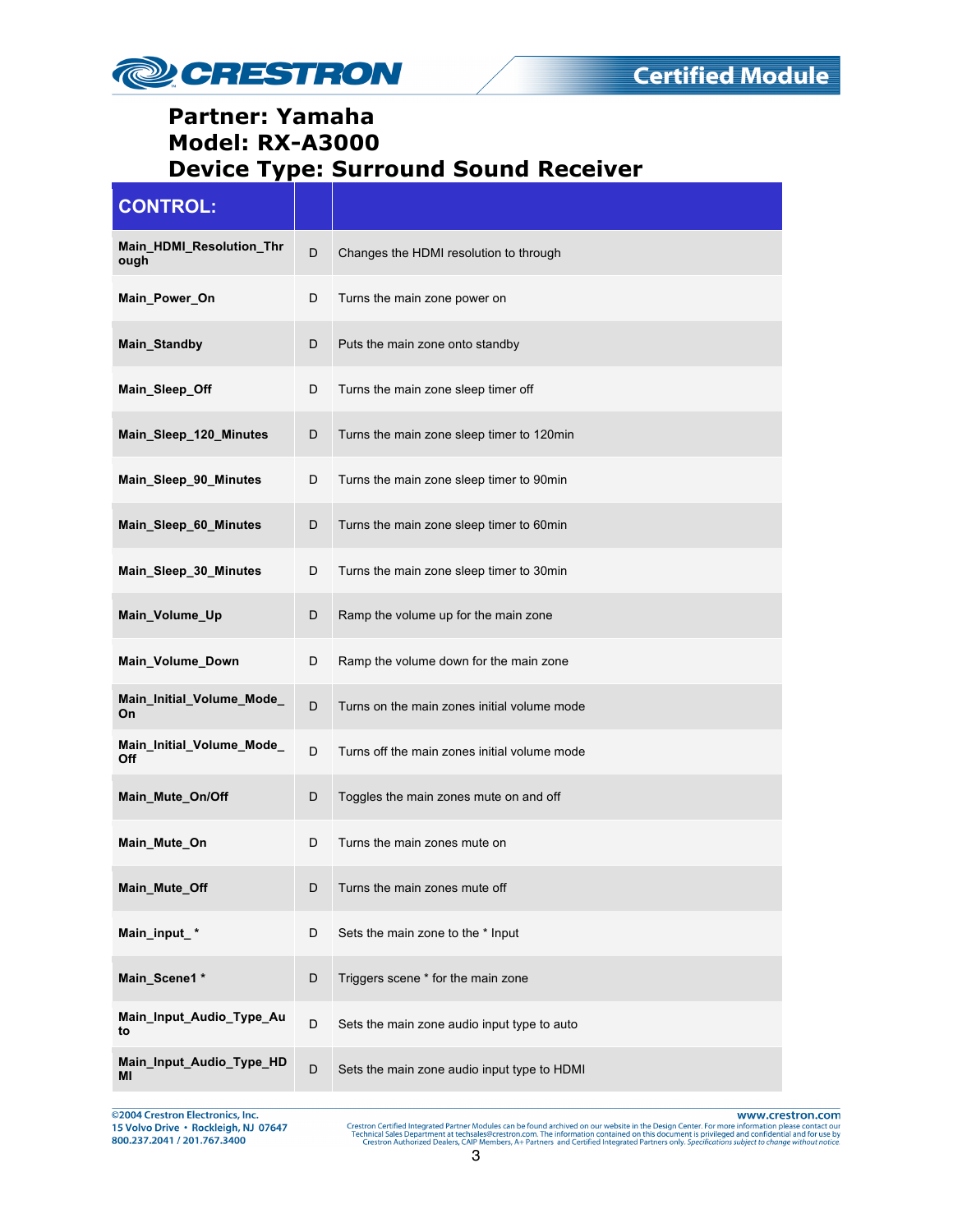**Partner: Yamaha**
**Model: RX-A3000**
**Device Type: Surround Sound Receiver**

| CONTROL: | | |
|---|---|---|
| **Main_HDMI_Resolution_Through** | D | Changes the HDMI resolution to through |
| **Main_Power_On** | D | Turns the main zone power on |
| **Main_Standby** | D | Puts the main zone onto standby |
| **Main_Sleep_Off** | D | Turns the main zone sleep timer off |
| **Main_Sleep_120_Minutes** | D | Turns the main zone sleep timer to 120min |
| **Main_Sleep_90_Minutes** | D | Turns the main zone sleep timer to 90min |
| **Main_Sleep_60_Minutes** | D | Turns the main zone sleep timer to 60min |
| **Main_Sleep_30_Minutes** | D | Turns the main zone sleep timer to 30min |
| **Main_Volume_Up** | D | Ramp the volume up for the main zone |
| **Main_Volume_Down** | D | Ramp the volume down for the main zone |
| **Main_Initial_Volume_Mode_On** | D | Turns on the main zones initial volume mode |
| **Main_Initial_Volume_Mode_Off** | D | Turns off the main zones initial volume mode |
| **Main_Mute_On/Off** | D | Toggles the main zones mute on and off |
| **Main_Mute_On** | D | Turns the main zones mute on |
| **Main_Mute_Off** | D | Turns the main zones mute off |
| **Main_input_ *** | D | Sets the main zone to the * Input |
| **Main_Scene1 *** | D | Triggers scene * for the main zone |
| **Main_Input_Audio_Type_Auto** | D | Sets the main zone audio input type to auto |
| **Main_Input_Audio_Type_HDMI** | D | Sets the main zone audio input type to HDMI |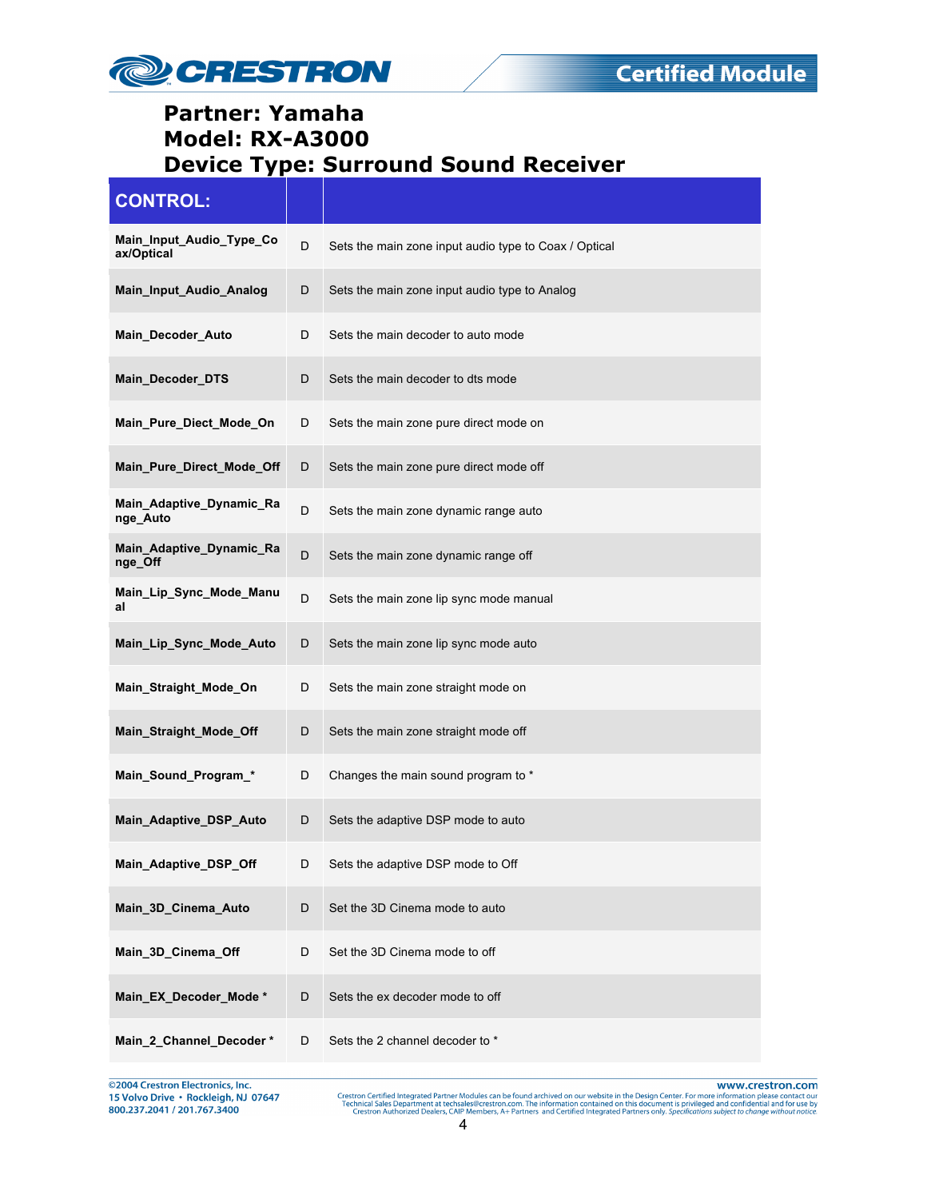**Partner: Yamaha**
**Model: RX-A3000**
**Device Type: Surround Sound Receiver**

| CONTROL: | | |
|---|---|---|
| **Main_Input_Audio_Type_Coax/Optical** | D | Sets the main zone input audio type to Coax / Optical |
| **Main_Input_Audio_Analog** | D | Sets the main zone input audio type to Analog |
| **Main_Decoder_Auto** | D | Sets the main decoder to auto mode |
| **Main_Decoder_DTS** | D | Sets the main decoder to dts mode |
| **Main_Pure_Diect_Mode_On** | D | Sets the main zone pure direct mode on |
| **Main_Pure_Direct_Mode_Off** | D | Sets the main zone pure direct mode off |
| **Main_Adaptive_Dynamic_Range_Auto** | D | Sets the main zone dynamic range auto |
| **Main_Adaptive_Dynamic_Range_Off** | D | Sets the main zone dynamic range off |
| **Main_Lip_Sync_Mode_Manual** | D | Sets the main zone lip sync mode manual |
| **Main_Lip_Sync_Mode_Auto** | D | Sets the main zone lip sync mode auto |
| **Main_Straight_Mode_On** | D | Sets the main zone straight mode on |
| **Main_Straight_Mode_Off** | D | Sets the main zone straight mode off |
| **Main_Sound_Program_*** | D | Changes the main sound program to * |
| **Main_Adaptive_DSP_Auto** | D | Sets the adaptive DSP mode to auto |
| **Main_Adaptive_DSP_Off** | D | Sets the adaptive DSP mode to Off |
| **Main_3D_Cinema_Auto** | D | Set the 3D Cinema mode to auto |
| **Main_3D_Cinema_Off** | D | Set the 3D Cinema mode to off |
| **Main_EX_Decoder_Mode *** | D | Sets the ex decoder mode to off |
| **Main_2_Channel_Decoder *** | D | Sets the 2 channel decoder to * |

©2004 Crestron Electronics, Inc.
15 Volvo Drive • Rockleigh, NJ 07647
800.237.2041 / 201.767.3400

www.crestron.com
Crestron Certified Integrated Partner Modules can be found archived on our website in the Design Center. For more information please contact our Technical Sales Department at techsales@crestron.com. The information contained on this document is privileged and confidential and for use by Crestron Authorized Dealers, CAIP Members, A+ Partners and Certified Integrated Partners only. *Specifications subject to change without notice.*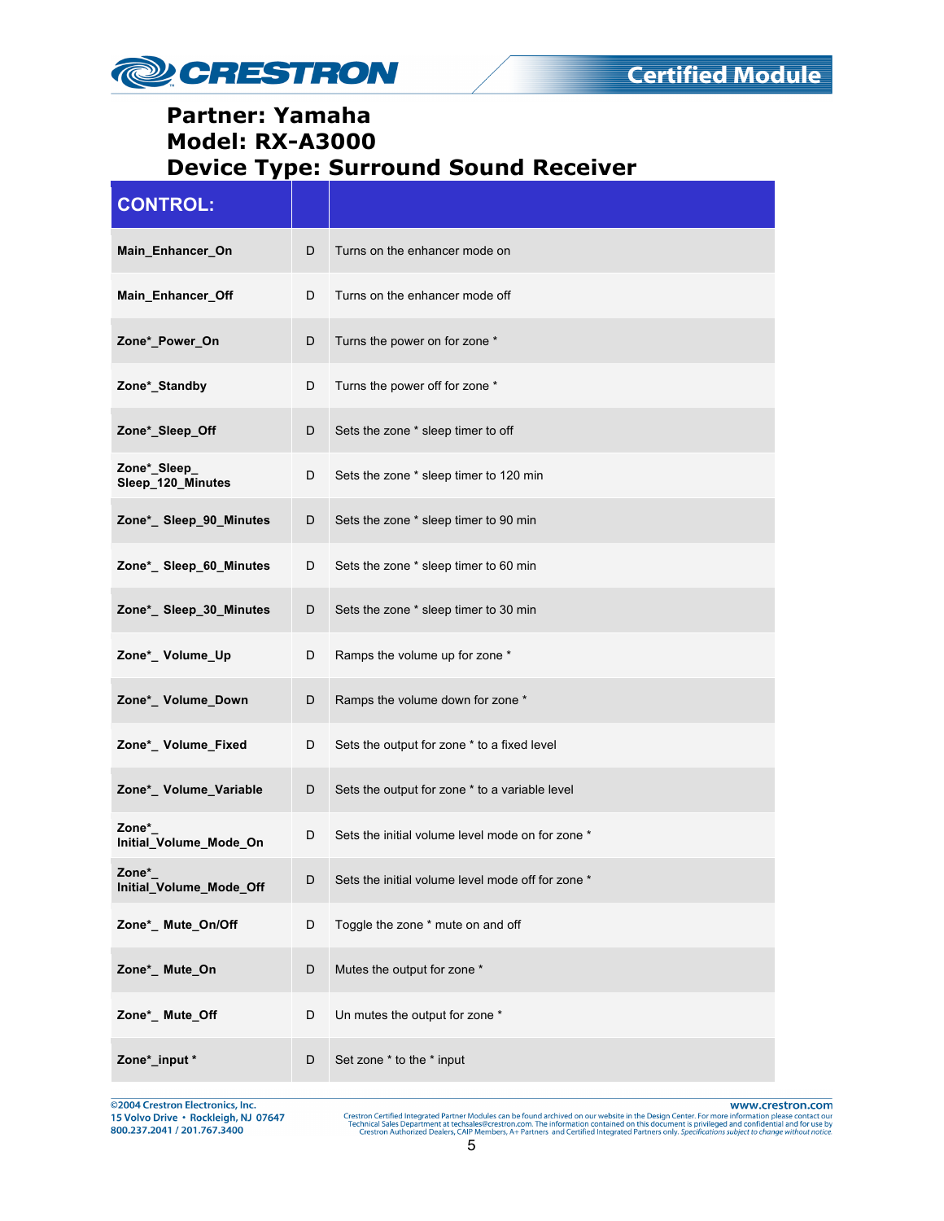**Partner: Yamaha**
**Model: RX-A3000**
**Device Type: Surround Sound Receiver**

| CONTROL: | | |
|---|---|---|
| **Main_Enhancer_On** | D | Turns on the enhancer mode on |
| **Main_Enhancer_Off** | D | Turns on the enhancer mode off |
| **Zone*_Power_On** | D | Turns the power on for zone * |
| **Zone*_Standby** | D | Turns the power off for zone * |
| **Zone*_Sleep_Off** | D | Sets the zone * sleep timer to off |
| **Zone*_Sleep_ Sleep_120_Minutes** | D | Sets the zone * sleep timer to 120 min |
| **Zone*_ Sleep_90_Minutes** | D | Sets the zone * sleep timer to 90 min |
| **Zone*_ Sleep_60_Minutes** | D | Sets the zone * sleep timer to 60 min |
| **Zone*_ Sleep_30_Minutes** | D | Sets the zone * sleep timer to 30 min |
| **Zone*_ Volume_Up** | D | Ramps the volume up for zone * |
| **Zone*_ Volume_Down** | D | Ramps the volume down for zone * |
| **Zone*_ Volume_Fixed** | D | Sets the output for zone * to a fixed level |
| **Zone*_ Volume_Variable** | D | Sets the output for zone * to a variable level |
| **Zone*_ Initial_Volume_Mode_On** | D | Sets the initial volume level mode on for zone * |
| **Zone*_ Initial_Volume_Mode_Off** | D | Sets the initial volume level mode off for zone * |
| **Zone*_ Mute_On/Off** | D | Toggle the zone * mute on and off |
| **Zone*_ Mute_On** | D | Mutes the output for zone * |
| **Zone*_ Mute_Off** | D | Un mutes the output for zone * |
| **Zone*_input *** | D | Set zone * to the * input |

©2004 Crestron Electronics, Inc.
15 Volvo Drive • Rockleigh, NJ 07647
800.237.2041 / 201.767.3400

www.crestron.com
Crestron Certified Integrated Partner Modules can be found archived on our website in the Design Center. For more information please contact our Technical Sales Department at techsales@crestron.com. The information contained on this document is privileged and confidential and for use by Crestron Authorized Dealers, CAIP Members, A+ Partners and Certified Integrated Partners only. *Specifications subject to change without notice.*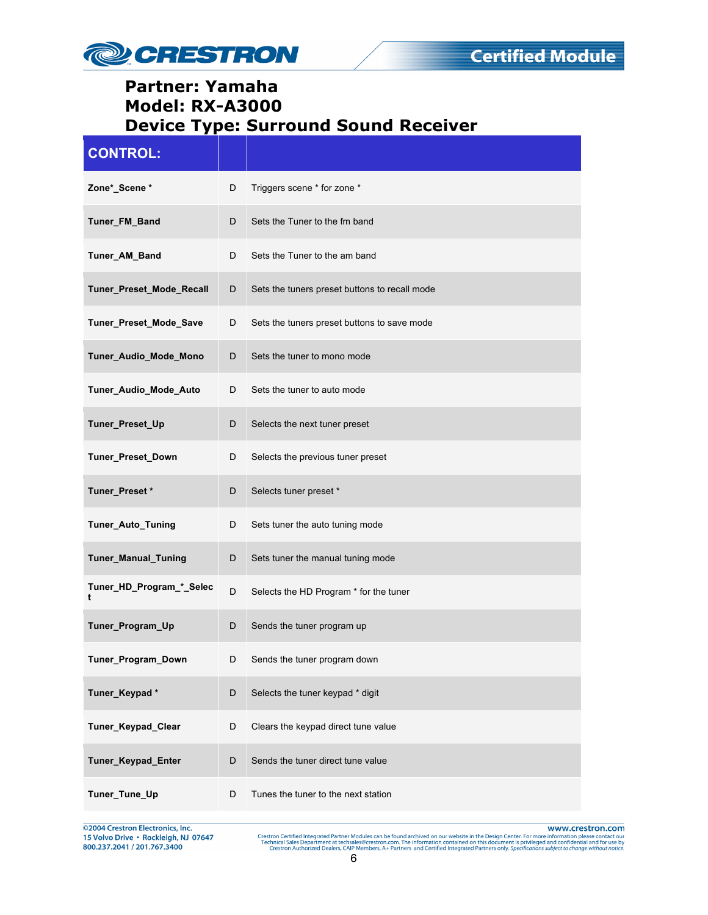**Partner: Yamaha**
**Model: RX-A3000**
**Device Type: Surround Sound Receiver**

| CONTROL: | | |
|---|---|---|
| **Zone*_Scene *** | D | Triggers scene * for zone * |
| **Tuner_FM_Band** | D | Sets the Tuner to the fm band |
| **Tuner_AM_Band** | D | Sets the Tuner to the am band |
| **Tuner_Preset_Mode_Recall** | D | Sets the tuners preset buttons to recall mode |
| **Tuner_Preset_Mode_Save** | D | Sets the tuners preset buttons to save mode |
| **Tuner_Audio_Mode_Mono** | D | Sets the tuner to mono mode |
| **Tuner_Audio_Mode_Auto** | D | Sets the tuner to auto mode |
| **Tuner_Preset_Up** | D | Selects the next tuner preset |
| **Tuner_Preset_Down** | D | Selects the previous tuner preset |
| **Tuner_Preset *** | D | Selects tuner preset * |
| **Tuner_Auto_Tuning** | D | Sets tuner the auto tuning mode |
| **Tuner_Manual_Tuning** | D | Sets tuner the manual tuning mode |
| **Tuner_HD_Program_*_Select** | D | Selects the HD Program * for the tuner |
| **Tuner_Program_Up** | D | Sends the tuner program up |
| **Tuner_Program_Down** | D | Sends the tuner program down |
| **Tuner_Keypad *** | D | Selects the tuner keypad * digit |
| **Tuner_Keypad_Clear** | D | Clears the keypad direct tune value |
| **Tuner_Keypad_Enter** | D | Sends the tuner direct tune value |
| **Tuner_Tune_Up** | D | Tunes the tuner to the next station |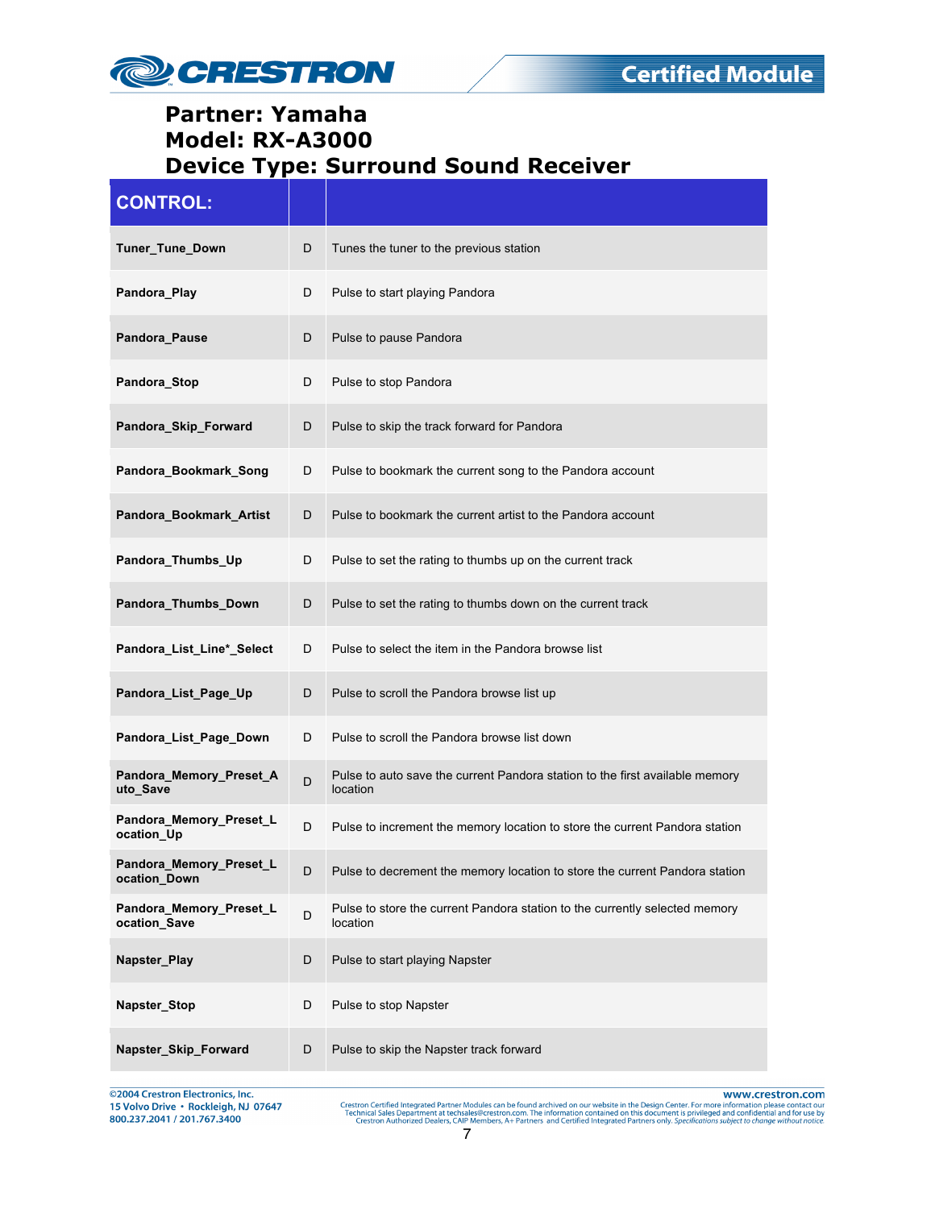**Partner: Yamaha**
**Model: RX-A3000**
**Device Type: Surround Sound Receiver**

| CONTROL: | | |
|---|---|---|
| **Tuner_Tune_Down** | D | Tunes the tuner to the previous station |
| **Pandora_Play** | D | Pulse to start playing Pandora |
| **Pandora_Pause** | D | Pulse to pause Pandora |
| **Pandora_Stop** | D | Pulse to stop Pandora |
| **Pandora_Skip_Forward** | D | Pulse to skip the track forward for Pandora |
| **Pandora_Bookmark_Song** | D | Pulse to bookmark the current song to the Pandora account |
| **Pandora_Bookmark_Artist** | D | Pulse to bookmark the current artist to the Pandora account |
| **Pandora_Thumbs_Up** | D | Pulse to set the rating to thumbs up on the current track |
| **Pandora_Thumbs_Down** | D | Pulse to set the rating to thumbs down on the current track |
| **Pandora_List_Line*_Select** | D | Pulse to select the item in the Pandora browse list |
| **Pandora_List_Page_Up** | D | Pulse to scroll the Pandora browse list up |
| **Pandora_List_Page_Down** | D | Pulse to scroll the Pandora browse list down |
| **Pandora_Memory_Preset_Auto_Save** | D | Pulse to auto save the current Pandora station to the first available memory location |
| **Pandora_Memory_Preset_Location_Up** | D | Pulse to increment the memory location to store the current Pandora station |
| **Pandora_Memory_Preset_Location_Down** | D | Pulse to decrement the memory location to store the current Pandora station |
| **Pandora_Memory_Preset_Location_Save** | D | Pulse to store the current Pandora station to the currently selected memory location |
| **Napster_Play** | D | Pulse to start playing Napster |
| **Napster_Stop** | D | Pulse to stop Napster |
| **Napster_Skip_Forward** | D | Pulse to skip the Napster track forward |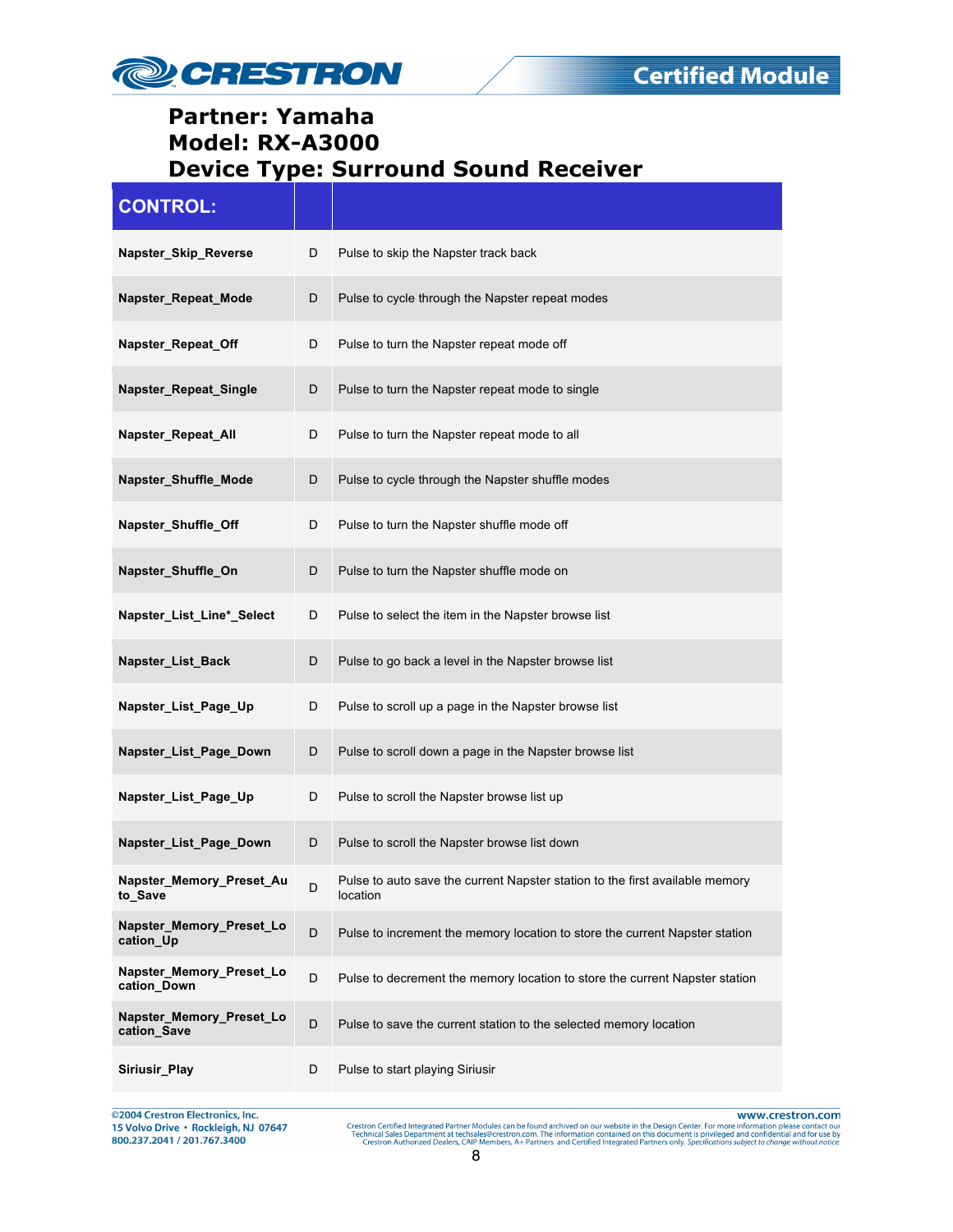# Partner: Yamaha
# Model: RX-A3000
# Device Type: Surround Sound Receiver

| CONTROL: | | |
|---|---|---|
| **Napster_Skip_Reverse** | D | Pulse to skip the Napster track back |
| **Napster_Repeat_Mode** | D | Pulse to cycle through the Napster repeat modes |
| **Napster_Repeat_Off** | D | Pulse to turn the Napster repeat mode off |
| **Napster_Repeat_Single** | D | Pulse to turn the Napster repeat mode to single |
| **Napster_Repeat_All** | D | Pulse to turn the Napster repeat mode to all |
| **Napster_Shuffle_Mode** | D | Pulse to cycle through the Napster shuffle modes |
| **Napster_Shuffle_Off** | D | Pulse to turn the Napster shuffle mode off |
| **Napster_Shuffle_On** | D | Pulse to turn the Napster shuffle mode on |
| **Napster_List_Line*_Select** | D | Pulse to select the item in the Napster browse list |
| **Napster_List_Back** | D | Pulse to go back a level in the Napster browse list |
| **Napster_List_Page_Up** | D | Pulse to scroll up a page in the Napster browse list |
| **Napster_List_Page_Down** | D | Pulse to scroll down a page in the Napster browse list |
| **Napster_List_Page_Up** | D | Pulse to scroll the Napster browse list up |
| **Napster_List_Page_Down** | D | Pulse to scroll the Napster browse list down |
| **Napster_Memory_Preset_Auto_Save** | D | Pulse to auto save the current Napster station to the first available memory location |
| **Napster_Memory_Preset_Location_Up** | D | Pulse to increment the memory location to store the current Napster station |
| **Napster_Memory_Preset_Location_Down** | D | Pulse to decrement the memory location to store the current Napster station |
| **Napster_Memory_Preset_Location_Save** | D | Pulse to save the current station to the selected memory location |
| **Siriusir_Play** | D | Pulse to start playing Siriusir |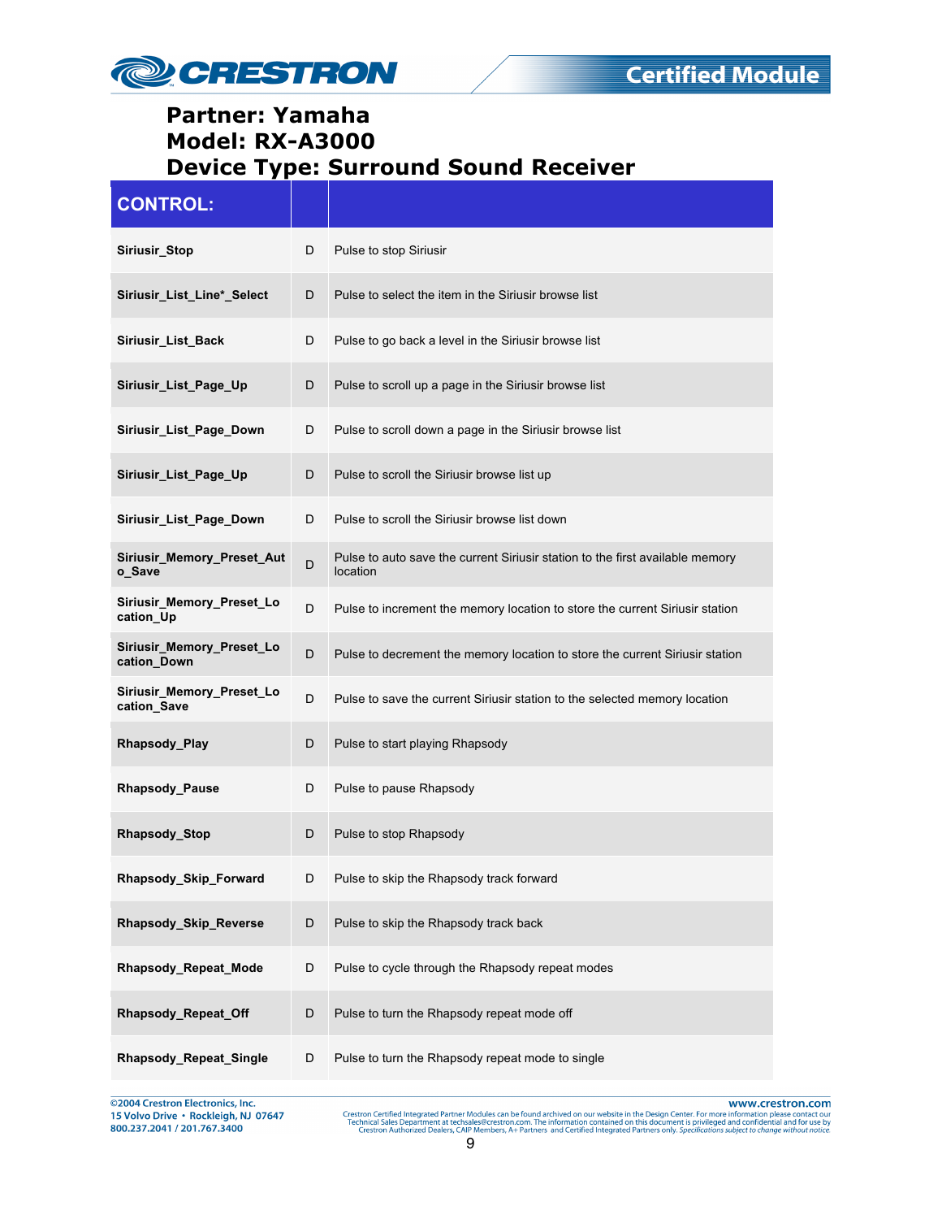**Partner: Yamaha**
**Model: RX-A3000**
**Device Type: Surround Sound Receiver**

| CONTROL: | | |
|---|---|---|
| **Siriusir_Stop** | D | Pulse to stop Siriusir |
| **Siriusir_List_Line*_Select** | D | Pulse to select the item in the Siriusir browse list |
| **Siriusir_List_Back** | D | Pulse to go back a level in the Siriusir browse list |
| **Siriusir_List_Page_Up** | D | Pulse to scroll up a page in the Siriusir browse list |
| **Siriusir_List_Page_Down** | D | Pulse to scroll down a page in the Siriusir browse list |
| **Siriusir_List_Page_Up** | D | Pulse to scroll the Siriusir browse list up |
| **Siriusir_List_Page_Down** | D | Pulse to scroll the Siriusir browse list down |
| **Siriusir_Memory_Preset_Auto_Save** | D | Pulse to auto save the current Siriusir station to the first available memory location |
| **Siriusir_Memory_Preset_Location_Up** | D | Pulse to increment the memory location to store the current Siriusir station |
| **Siriusir_Memory_Preset_Location_Down** | D | Pulse to decrement the memory location to store the current Siriusir station |
| **Siriusir_Memory_Preset_Location_Save** | D | Pulse to save the current Siriusir station to the selected memory location |
| **Rhapsody_Play** | D | Pulse to start playing Rhapsody |
| **Rhapsody_Pause** | D | Pulse to pause Rhapsody |
| **Rhapsody_Stop** | D | Pulse to stop Rhapsody |
| **Rhapsody_Skip_Forward** | D | Pulse to skip the Rhapsody track forward |
| **Rhapsody_Skip_Reverse** | D | Pulse to skip the Rhapsody track back |
| **Rhapsody_Repeat_Mode** | D | Pulse to cycle through the Rhapsody repeat modes |
| **Rhapsody_Repeat_Off** | D | Pulse to turn the Rhapsody repeat mode off |
| **Rhapsody_Repeat_Single** | D | Pulse to turn the Rhapsody repeat mode to single |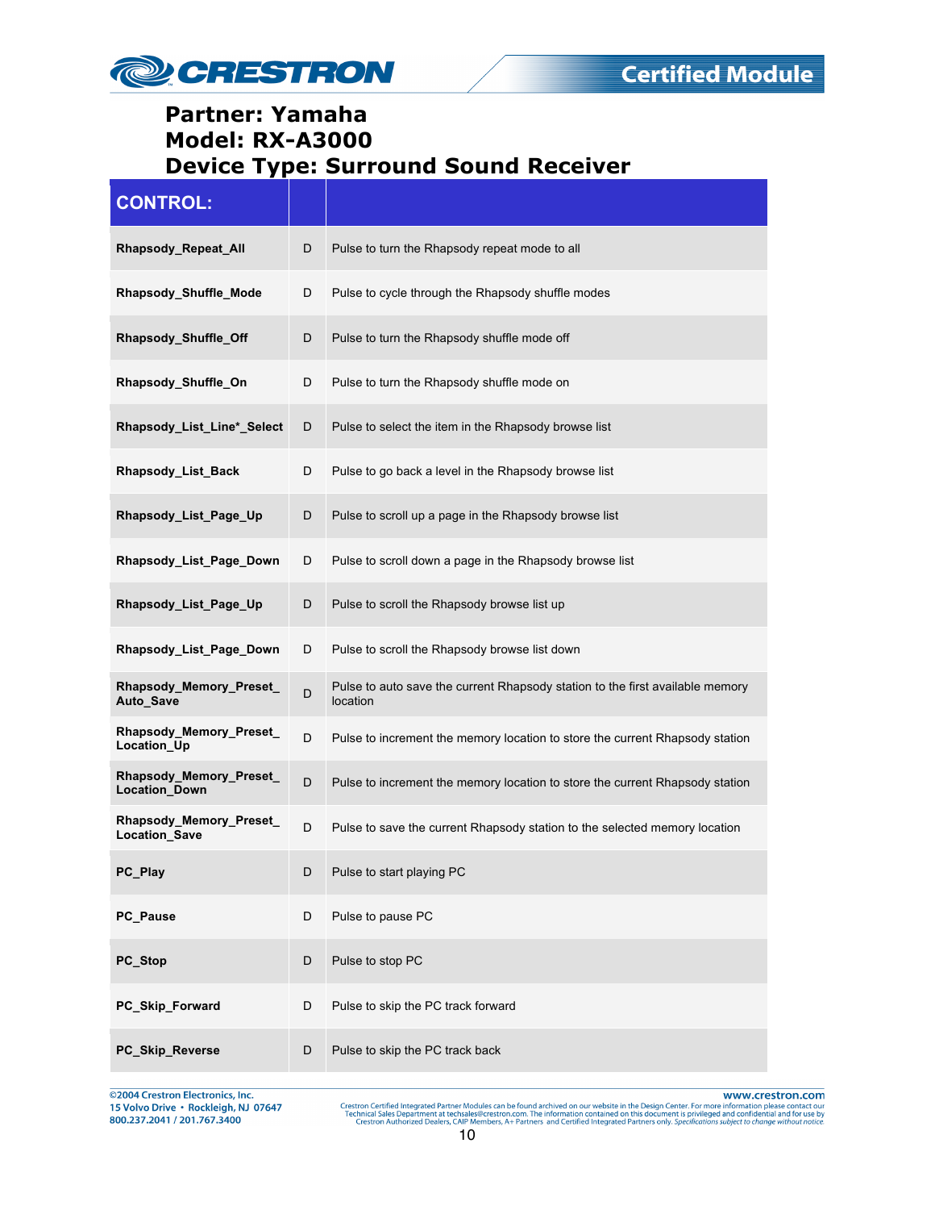**Partner: Yamaha**
**Model: RX-A3000**
**Device Type: Surround Sound Receiver**

| CONTROL: | | |
|---|---|---|
| **Rhapsody_Repeat_All** | D | Pulse to turn the Rhapsody repeat mode to all |
| **Rhapsody_Shuffle_Mode** | D | Pulse to cycle through the Rhapsody shuffle modes |
| **Rhapsody_Shuffle_Off** | D | Pulse to turn the Rhapsody shuffle mode off |
| **Rhapsody_Shuffle_On** | D | Pulse to turn the Rhapsody shuffle mode on |
| **Rhapsody_List_Line*_Select** | D | Pulse to select the item in the Rhapsody browse list |
| **Rhapsody_List_Back** | D | Pulse to go back a level in the Rhapsody browse list |
| **Rhapsody_List_Page_Up** | D | Pulse to scroll up a page in the Rhapsody browse list |
| **Rhapsody_List_Page_Down** | D | Pulse to scroll down a page in the Rhapsody browse list |
| **Rhapsody_List_Page_Up** | D | Pulse to scroll the Rhapsody browse list up |
| **Rhapsody_List_Page_Down** | D | Pulse to scroll the Rhapsody browse list down |
| **Rhapsody_Memory_Preset_ Auto_Save** | D | Pulse to auto save the current Rhapsody station to the first available memory location |
| **Rhapsody_Memory_Preset_ Location_Up** | D | Pulse to increment the memory location to store the current Rhapsody station |
| **Rhapsody_Memory_Preset_ Location_Down** | D | Pulse to increment the memory location to store the current Rhapsody station |
| **Rhapsody_Memory_Preset_ Location_Save** | D | Pulse to save the current Rhapsody station to the selected memory location |
| **PC_Play** | D | Pulse to start playing PC |
| **PC_Pause** | D | Pulse to pause PC |
| **PC_Stop** | D | Pulse to stop PC |
| **PC_Skip_Forward** | D | Pulse to skip the PC track forward |
| **PC_Skip_Reverse** | D | Pulse to skip the PC track back |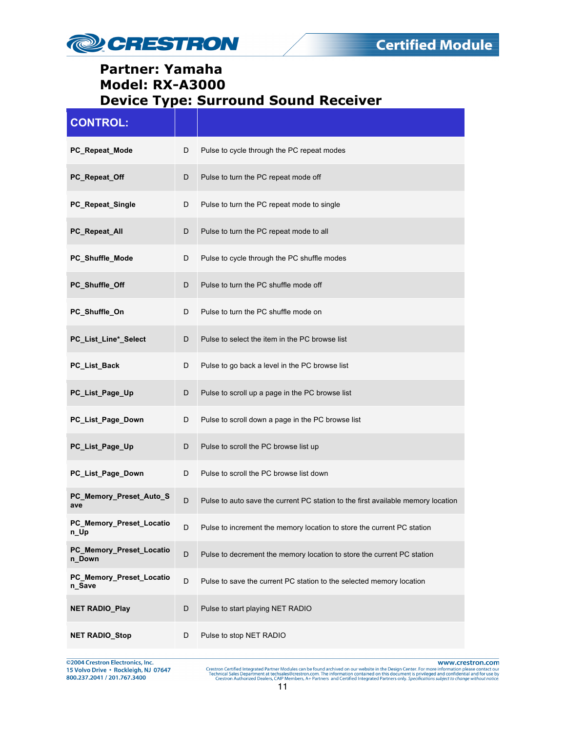**Partner: Yamaha**
**Model: RX-A3000**
**Device Type: Surround Sound Receiver**

| CONTROL: | | |
|---|---|---|
| **PC_Repeat_Mode** | D | Pulse to cycle through the PC repeat modes |
| **PC_Repeat_Off** | D | Pulse to turn the PC repeat mode off |
| **PC_Repeat_Single** | D | Pulse to turn the PC repeat mode to single |
| **PC_Repeat_All** | D | Pulse to turn the PC repeat mode to all |
| **PC_Shuffle_Mode** | D | Pulse to cycle through the PC shuffle modes |
| **PC_Shuffle_Off** | D | Pulse to turn the PC shuffle mode off |
| **PC_Shuffle_On** | D | Pulse to turn the PC shuffle mode on |
| **PC_List_Line*_Select** | D | Pulse to select the item in the PC browse list |
| **PC_List_Back** | D | Pulse to go back a level in the PC browse list |
| **PC_List_Page_Up** | D | Pulse to scroll up a page in the PC browse list |
| **PC_List_Page_Down** | D | Pulse to scroll down a page in the PC browse list |
| **PC_List_Page_Up** | D | Pulse to scroll the PC browse list up |
| **PC_List_Page_Down** | D | Pulse to scroll the PC browse list down |
| **PC_Memory_Preset_Auto_Save** | D | Pulse to auto save the current PC station to the first available memory location |
| **PC_Memory_Preset_Location_Up** | D | Pulse to increment the memory location to store the current PC station |
| **PC_Memory_Preset_Location_Down** | D | Pulse to decrement the memory location to store the current PC station |
| **PC_Memory_Preset_Location_Save** | D | Pulse to save the current PC station to the selected memory location |
| **NET RADIO_Play** | D | Pulse to start playing NET RADIO |
| **NET RADIO_Stop** | D | Pulse to stop NET RADIO |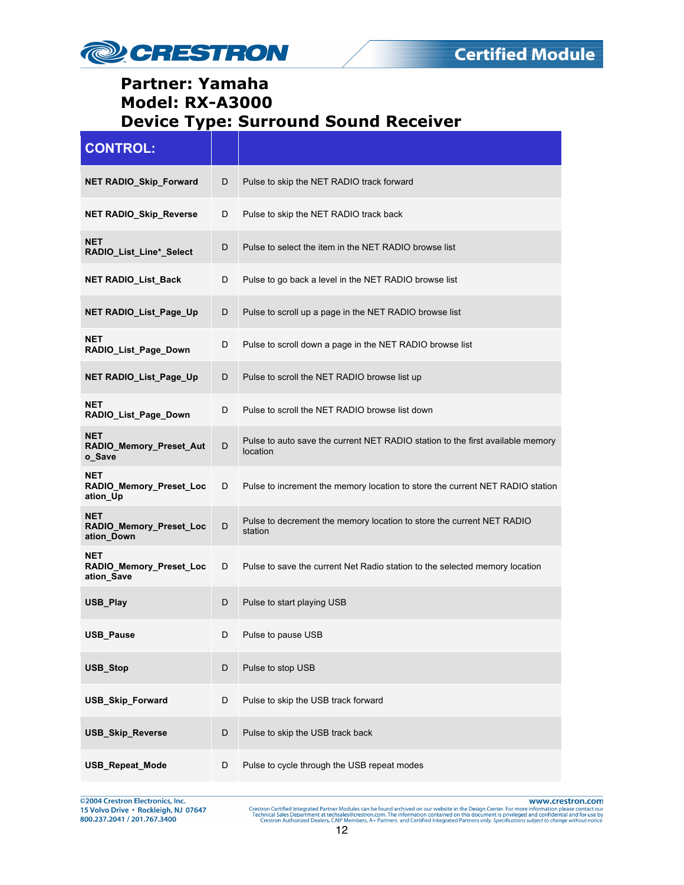**Partner: Yamaha**
**Model: RX-A3000**
**Device Type: Surround Sound Receiver**

| CONTROL: | | |
|---|---|---|
| **NET RADIO_Skip_Forward** | D | Pulse to skip the NET RADIO track forward |
| **NET RADIO_Skip_Reverse** | D | Pulse to skip the NET RADIO track back |
| **NET RADIO_List_Line*_Select** | D | Pulse to select the item in the NET RADIO browse list |
| **NET RADIO_List_Back** | D | Pulse to go back a level in the NET RADIO browse list |
| **NET RADIO_List_Page_Up** | D | Pulse to scroll up a page in the NET RADIO browse list |
| **NET RADIO_List_Page_Down** | D | Pulse to scroll down a page in the NET RADIO browse list |
| **NET RADIO_List_Page_Up** | D | Pulse to scroll the NET RADIO browse list up |
| **NET RADIO_List_Page_Down** | D | Pulse to scroll the NET RADIO browse list down |
| **NET RADIO_Memory_Preset_Auto_Save** | D | Pulse to auto save the current NET RADIO station to the first available memory location |
| **NET RADIO_Memory_Preset_Location_Up** | D | Pulse to increment the memory location to store the current NET RADIO station |
| **NET RADIO_Memory_Preset_Location_Down** | D | Pulse to decrement the memory location to store the current NET RADIO station |
| **NET RADIO_Memory_Preset_Location_Save** | D | Pulse to save the current Net Radio station to the selected memory location |
| **USB_Play** | D | Pulse to start playing USB |
| **USB_Pause** | D | Pulse to pause USB |
| **USB_Stop** | D | Pulse to stop USB |
| **USB_Skip_Forward** | D | Pulse to skip the USB track forward |
| **USB_Skip_Reverse** | D | Pulse to skip the USB track back |
| **USB_Repeat_Mode** | D | Pulse to cycle through the USB repeat modes |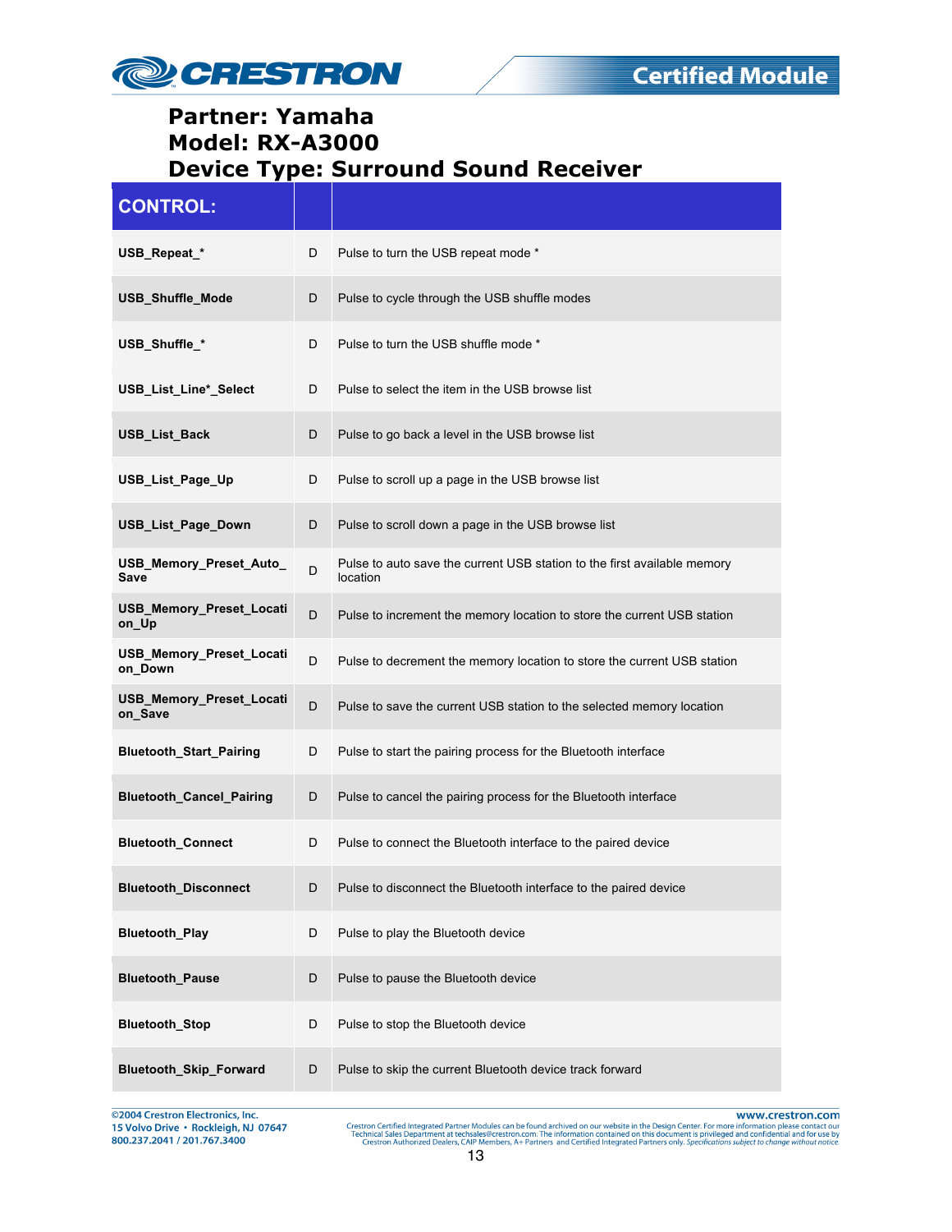**Partner: Yamaha**
**Model: RX-A3000**
**Device Type: Surround Sound Receiver**

| CONTROL: | | |
|---|---|---|
| **USB_Repeat_*** | D | Pulse to turn the USB repeat mode * |
| **USB_Shuffle_Mode** | D | Pulse to cycle through the USB shuffle modes |
| **USB_Shuffle_*** | D | Pulse to turn the USB shuffle mode * |
| **USB_List_Line*_Select** | D | Pulse to select the item in the USB browse list |
| **USB_List_Back** | D | Pulse to go back a level in the USB browse list |
| **USB_List_Page_Up** | D | Pulse to scroll up a page in the USB browse list |
| **USB_List_Page_Down** | D | Pulse to scroll down a page in the USB browse list |
| **USB_Memory_Preset_Auto_Save** | D | Pulse to auto save the current USB station to the first available memory location |
| **USB_Memory_Preset_Location_Up** | D | Pulse to increment the memory location to store the current USB station |
| **USB_Memory_Preset_Location_Down** | D | Pulse to decrement the memory location to store the current USB station |
| **USB_Memory_Preset_Location_Save** | D | Pulse to save the current USB station to the selected memory location |
| **Bluetooth_Start_Pairing** | D | Pulse to start the pairing process for the Bluetooth interface |
| **Bluetooth_Cancel_Pairing** | D | Pulse to cancel the pairing process for the Bluetooth interface |
| **Bluetooth_Connect** | D | Pulse to connect the Bluetooth interface to the paired device |
| **Bluetooth_Disconnect** | D | Pulse to disconnect the Bluetooth interface to the paired device |
| **Bluetooth_Play** | D | Pulse to play the Bluetooth device |
| **Bluetooth_Pause** | D | Pulse to pause the Bluetooth device |
| **Bluetooth_Stop** | D | Pulse to stop the Bluetooth device |
| **Bluetooth_Skip_Forward** | D | Pulse to skip the current Bluetooth device track forward |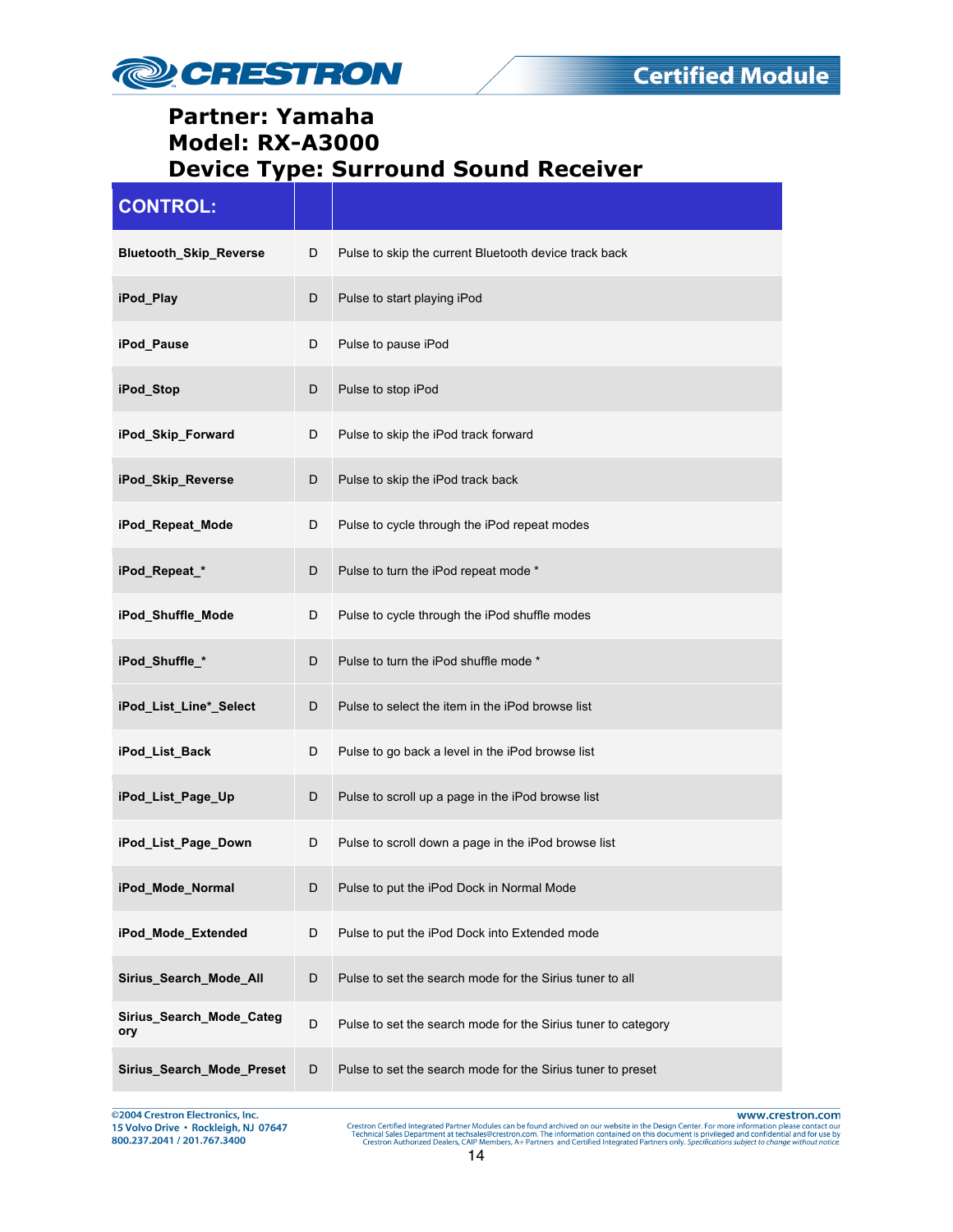**Partner: Yamaha**
**Model: RX-A3000**
**Device Type: Surround Sound Receiver**

| CONTROL: | | |
|---|---|---|
| **Bluetooth_Skip_Reverse** | D | Pulse to skip the current Bluetooth device track back |
| **iPod_Play** | D | Pulse to start playing iPod |
| **iPod_Pause** | D | Pulse to pause iPod |
| **iPod_Stop** | D | Pulse to stop iPod |
| **iPod_Skip_Forward** | D | Pulse to skip the iPod track forward |
| **iPod_Skip_Reverse** | D | Pulse to skip the iPod track back |
| **iPod_Repeat_Mode** | D | Pulse to cycle through the iPod repeat modes |
| **iPod_Repeat_*** | D | Pulse to turn the iPod repeat mode * |
| **iPod_Shuffle_Mode** | D | Pulse to cycle through the iPod shuffle modes |
| **iPod_Shuffle_*** | D | Pulse to turn the iPod shuffle mode * |
| **iPod_List_Line*_Select** | D | Pulse to select the item in the iPod browse list |
| **iPod_List_Back** | D | Pulse to go back a level in the iPod browse list |
| **iPod_List_Page_Up** | D | Pulse to scroll up a page in the iPod browse list |
| **iPod_List_Page_Down** | D | Pulse to scroll down a page in the iPod browse list |
| **iPod_Mode_Normal** | D | Pulse to put the iPod Dock in Normal Mode |
| **iPod_Mode_Extended** | D | Pulse to put the iPod Dock into Extended mode |
| **Sirius_Search_Mode_All** | D | Pulse to set the search mode for the Sirius tuner to all |
| **Sirius_Search_Mode_Category** | D | Pulse to set the search mode for the Sirius tuner to category |
| **Sirius_Search_Mode_Preset** | D | Pulse to set the search mode for the Sirius tuner to preset |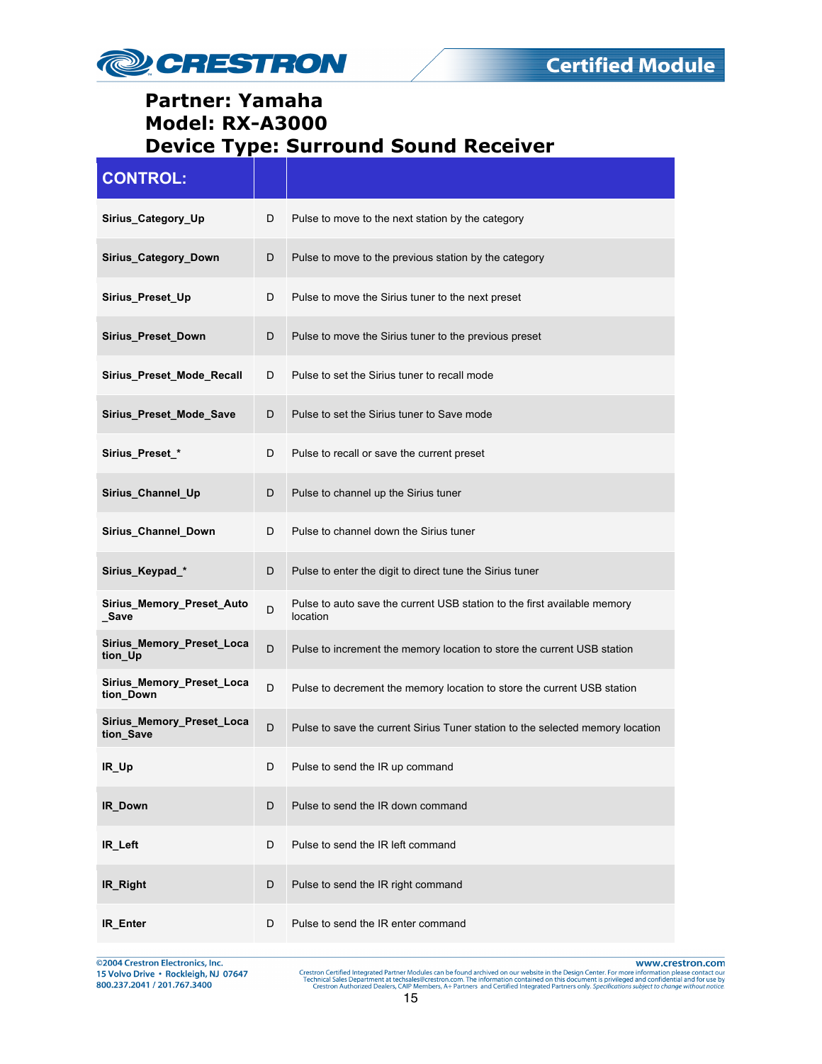**Partner: Yamaha**
**Model: RX-A3000**
**Device Type: Surround Sound Receiver**

| CONTROL: | | |
|---|---|---|
| **Sirius_Category_Up** | D | Pulse to move to the next station by the category |
| **Sirius_Category_Down** | D | Pulse to move to the previous station by the category |
| **Sirius_Preset_Up** | D | Pulse to move the Sirius tuner to the next preset |
| **Sirius_Preset_Down** | D | Pulse to move the Sirius tuner to the previous preset |
| **Sirius_Preset_Mode_Recall** | D | Pulse to set the Sirius tuner to recall mode |
| **Sirius_Preset_Mode_Save** | D | Pulse to set the Sirius tuner to Save mode |
| **Sirius_Preset_*** | D | Pulse to recall or save the current preset |
| **Sirius_Channel_Up** | D | Pulse to channel up the Sirius tuner |
| **Sirius_Channel_Down** | D | Pulse to channel down the Sirius tuner |
| **Sirius_Keypad_*** | D | Pulse to enter the digit to direct tune the Sirius tuner |
| **Sirius_Memory_Preset_Auto_Save** | D | Pulse to auto save the current USB station to the first available memory location |
| **Sirius_Memory_Preset_Location_Up** | D | Pulse to increment the memory location to store the current USB station |
| **Sirius_Memory_Preset_Location_Down** | D | Pulse to decrement the memory location to store the current USB station |
| **Sirius_Memory_Preset_Location_Save** | D | Pulse to save the current Sirius Tuner station to the selected memory location |
| **IR_Up** | D | Pulse to send the IR up command |
| **IR_Down** | D | Pulse to send the IR down command |
| **IR_Left** | D | Pulse to send the IR left command |
| **IR_Right** | D | Pulse to send the IR right command |
| **IR_Enter** | D | Pulse to send the IR enter command |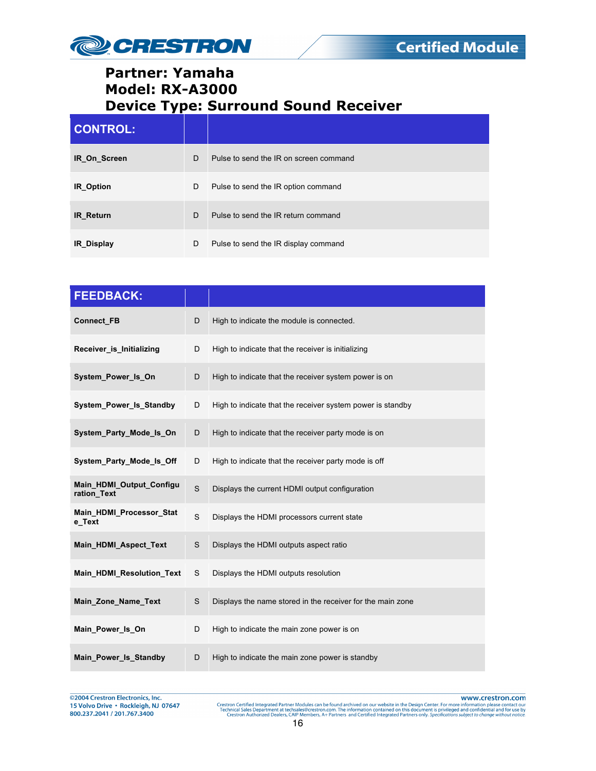**Partner: Yamaha**
**Model: RX-A3000**
**Device Type: Surround Sound Receiver**

| CONTROL: | | |
|---|---|---|
| **IR_On_Screen** | D | Pulse to send the IR on screen command |
| **IR_Option** | D | Pulse to send the IR option command |
| **IR_Return** | D | Pulse to send the IR return command |
| **IR_Display** | D | Pulse to send the IR display command |

| FEEDBACK: | | |
|---|---|---|
| **Connect_FB** | D | High to indicate the module is connected. |
| **Receiver_is_Initializing** | D | High to indicate that the receiver is initializing |
| **System_Power_Is_On** | D | High to indicate that the receiver system power is on |
| **System_Power_Is_Standby** | D | High to indicate that the receiver system power is standby |
| **System_Party_Mode_Is_On** | D | High to indicate that the receiver party mode is on |
| **System_Party_Mode_Is_Off** | D | High to indicate that the receiver party mode is off |
| **Main_HDMI_Output_Configuration_Text** | S | Displays the current HDMI output configuration |
| **Main_HDMI_Processor_State_Text** | S | Displays the HDMI processors current state |
| **Main_HDMI_Aspect_Text** | S | Displays the HDMI outputs aspect ratio |
| **Main_HDMI_Resolution_Text** | S | Displays the HDMI outputs resolution |
| **Main_Zone_Name_Text** | S | Displays the name stored in the receiver for the main zone |
| **Main_Power_Is_On** | D | High to indicate the main zone power is on |
| **Main_Power_Is_Standby** | D | High to indicate the main zone power is standby |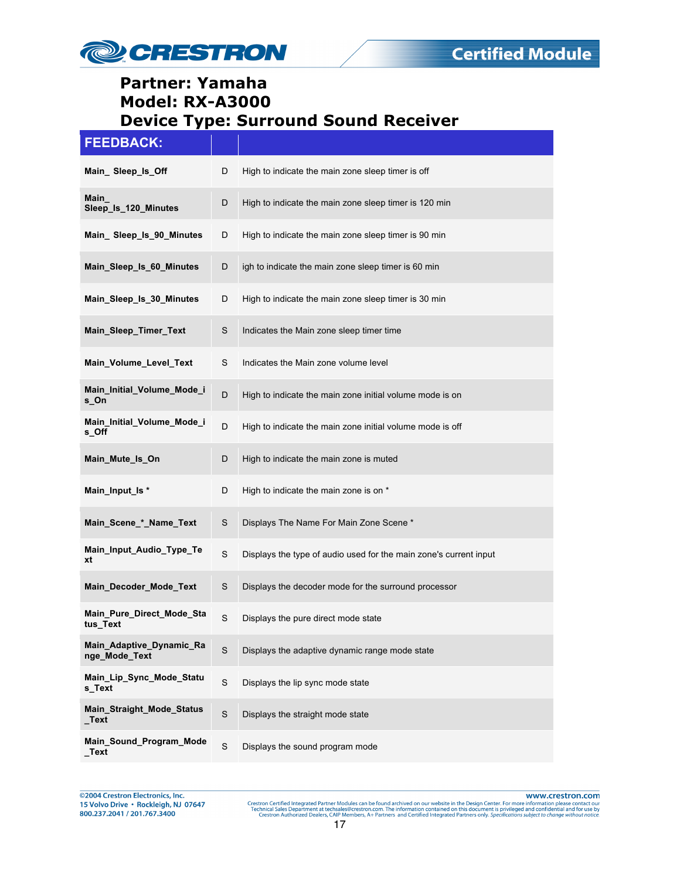# Partner: Yamaha
# Model: RX-A3000
# Device Type: Surround Sound Receiver

| FEEDBACK: | | |
|---|---|---|
| Main_ Sleep_Is_Off | D | High to indicate the main zone sleep timer is off |
| Main_ Sleep_Is_120_Minutes | D | High to indicate the main zone sleep timer is 120 min |
| Main_ Sleep_Is_90_Minutes | D | High to indicate the main zone sleep timer is 90 min |
| Main_Sleep_Is_60_Minutes | D | igh to indicate the main zone sleep timer is 60 min |
| Main_Sleep_Is_30_Minutes | D | High to indicate the main zone sleep timer is 30 min |
| Main_Sleep_Timer_Text | S | Indicates the Main zone sleep timer time |
| Main_Volume_Level_Text | S | Indicates the Main zone volume level |
| Main_Initial_Volume_Mode_is_On | D | High to indicate the main zone initial volume mode is on |
| Main_Initial_Volume_Mode_is_Off | D | High to indicate the main zone initial volume mode is off |
| Main_Mute_Is_On | D | High to indicate the main zone is muted |
| Main_Input_Is * | D | High to indicate the main zone is on * |
| Main_Scene_*_Name_Text | S | Displays The Name For Main Zone Scene * |
| Main_Input_Audio_Type_Text | S | Displays the type of audio used for the main zone's current input |
| Main_Decoder_Mode_Text | S | Displays the decoder mode for the surround processor |
| Main_Pure_Direct_Mode_Status_Text | S | Displays the pure direct mode state |
| Main_Adaptive_Dynamic_Range_Mode_Text | S | Displays the adaptive dynamic range mode state |
| Main_Lip_Sync_Mode_Status_Text | S | Displays the lip sync mode state |
| Main_Straight_Mode_Status_Text | S | Displays the straight mode state |
| Main_Sound_Program_Mode_Text | S | Displays the sound program mode |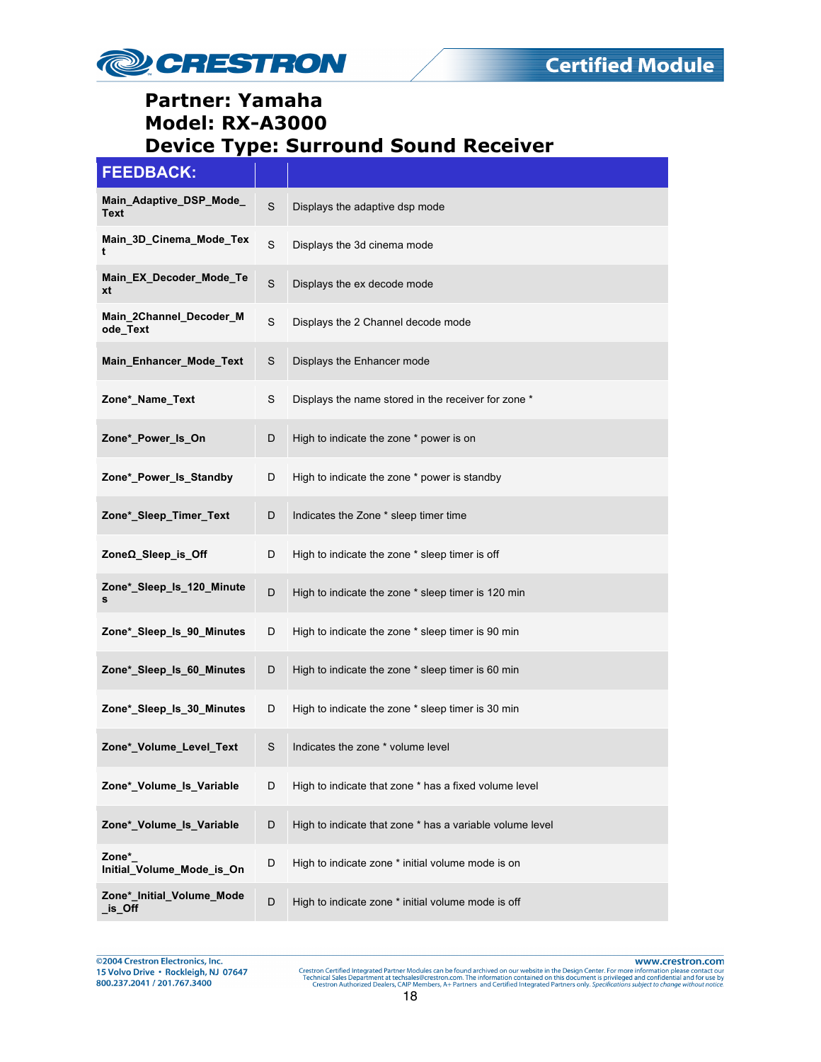# Partner: Yamaha
# Model: RX-A3000
# Device Type: Surround Sound Receiver

| FEEDBACK: | | |
|---|---|---|
| Main_Adaptive_DSP_Mode_Text | S | Displays the adaptive dsp mode |
| Main_3D_Cinema_Mode_Text | S | Displays the 3d cinema mode |
| Main_EX_Decoder_Mode_Text | S | Displays the ex decode mode |
| Main_2Channel_Decoder_Mode_Text | S | Displays the 2 Channel decode mode |
| Main_Enhancer_Mode_Text | S | Displays the Enhancer mode |
| Zone*_Name_Text | S | Displays the name stored in the receiver for zone * |
| Zone*_Power_Is_On | D | High to indicate the zone * power is on |
| Zone*_Power_Is_Standby | D | High to indicate the zone * power is standby |
| Zone*_Sleep_Timer_Text | D | Indicates the Zone * sleep timer time |
| ZoneΩ_Sleep_is_Off | D | High to indicate the zone * sleep timer is off |
| Zone*_Sleep_Is_120_Minutes | D | High to indicate the zone * sleep timer is 120 min |
| Zone*_Sleep_Is_90_Minutes | D | High to indicate the zone * sleep timer is 90 min |
| Zone*_Sleep_Is_60_Minutes | D | High to indicate the zone * sleep timer is 60 min |
| Zone*_Sleep_Is_30_Minutes | D | High to indicate the zone * sleep timer is 30 min |
| Zone*_Volume_Level_Text | S | Indicates the zone * volume level |
| Zone*_Volume_Is_Variable | D | High to indicate that zone * has a fixed volume level |
| Zone*_Volume_Is_Variable | D | High to indicate that zone * has a variable volume level |
| Zone*_ Initial_Volume_Mode_is_On | D | High to indicate zone * initial volume mode is on |
| Zone*_Initial_Volume_Mode_is_Off | D | High to indicate zone * initial volume mode is off |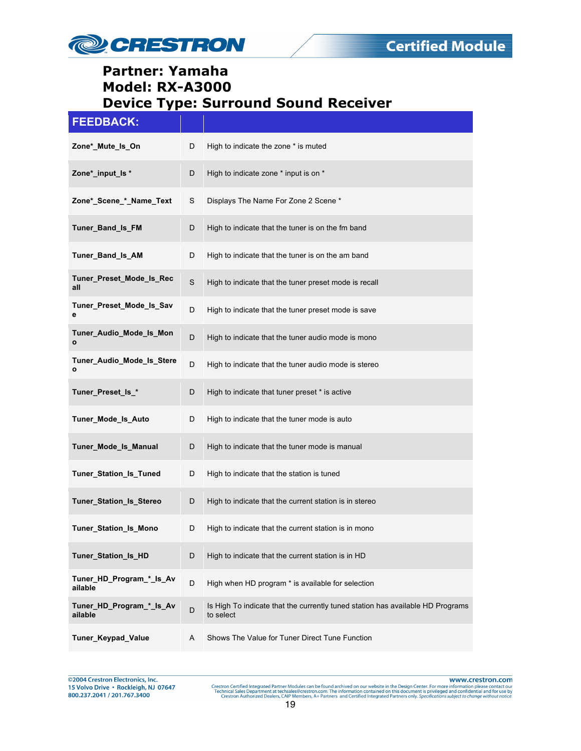## Partner: Yamaha
## Model: RX-A3000
## Device Type: Surround Sound Receiver

| FEEDBACK: | | |
|---|---|---|
| **Zone*_Mute_Is_On** | D | High to indicate the zone * is muted |
| **Zone*_input_Is *** | D | High to indicate zone * input is on * |
| **Zone*_Scene_*_Name_Text** | S | Displays The Name For Zone 2 Scene * |
| **Tuner_Band_Is_FM** | D | High to indicate that the tuner is on the fm band |
| **Tuner_Band_Is_AM** | D | High to indicate that the tuner is on the am band |
| **Tuner_Preset_Mode_Is_Recall** | S | High to indicate that the tuner preset mode is recall |
| **Tuner_Preset_Mode_Is_Save** | D | High to indicate that the tuner preset mode is save |
| **Tuner_Audio_Mode_Is_Mono** | D | High to indicate that the tuner audio mode is mono |
| **Tuner_Audio_Mode_Is_Stereo** | D | High to indicate that the tuner audio mode is stereo |
| **Tuner_Preset_Is_*** | D | High to indicate that tuner preset * is active |
| **Tuner_Mode_Is_Auto** | D | High to indicate that the tuner mode is auto |
| **Tuner_Mode_Is_Manual** | D | High to indicate that the tuner mode is manual |
| **Tuner_Station_Is_Tuned** | D | High to indicate that the station is tuned |
| **Tuner_Station_Is_Stereo** | D | High to indicate that the current station is in stereo |
| **Tuner_Station_Is_Mono** | D | High to indicate that the current station is in mono |
| **Tuner_Station_Is_HD** | D | High to indicate that the current station is in HD |
| **Tuner_HD_Program_*_Is_Available** | D | High when HD program * is available for selection |
| **Tuner_HD_Program_*_Is_Available** | D | Is High To indicate that the currently tuned station has available HD Programs to select |
| **Tuner_Keypad_Value** | A | Shows The Value for Tuner Direct Tune Function |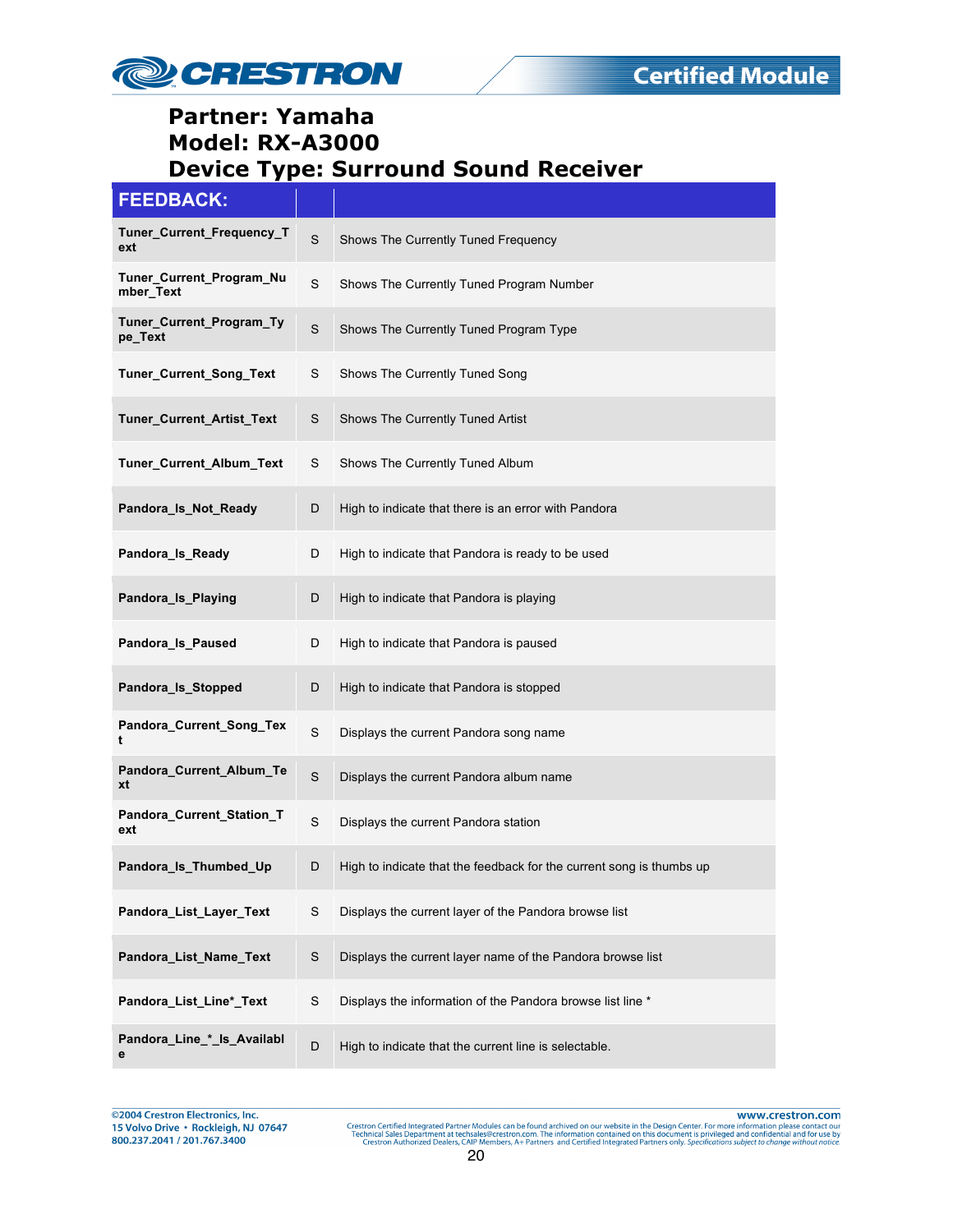# Partner: Yamaha
# Model: RX-A3000
# Device Type: Surround Sound Receiver

| FEEDBACK: | | |
|---|---|---|
| **Tuner_Current_Frequency_Text** | S | Shows The Currently Tuned Frequency |
| **Tuner_Current_Program_Number_Text** | S | Shows The Currently Tuned Program Number |
| **Tuner_Current_Program_Type_Text** | S | Shows The Currently Tuned Program Type |
| **Tuner_Current_Song_Text** | S | Shows The Currently Tuned Song |
| **Tuner_Current_Artist_Text** | S | Shows The Currently Tuned Artist |
| **Tuner_Current_Album_Text** | S | Shows The Currently Tuned Album |
| **Pandora_Is_Not_Ready** | D | High to indicate that there is an error with Pandora |
| **Pandora_Is_Ready** | D | High to indicate that Pandora is ready to be used |
| **Pandora_Is_Playing** | D | High to indicate that Pandora is playing |
| **Pandora_Is_Paused** | D | High to indicate that Pandora is paused |
| **Pandora_Is_Stopped** | D | High to indicate that Pandora is stopped |
| **Pandora_Current_Song_Text** | S | Displays the current Pandora song name |
| **Pandora_Current_Album_Text** | S | Displays the current Pandora album name |
| **Pandora_Current_Station_Text** | S | Displays the current Pandora station |
| **Pandora_Is_Thumbed_Up** | D | High to indicate that the feedback for the current song is thumbs up |
| **Pandora_List_Layer_Text** | S | Displays the current layer of the Pandora browse list |
| **Pandora_List_Name_Text** | S | Displays the current layer name of the Pandora browse list |
| **Pandora_List_Line*_Text** | S | Displays the information of the Pandora browse list line * |
| **Pandora_Line_*_Is_Available** | D | High to indicate that the current line is selectable. |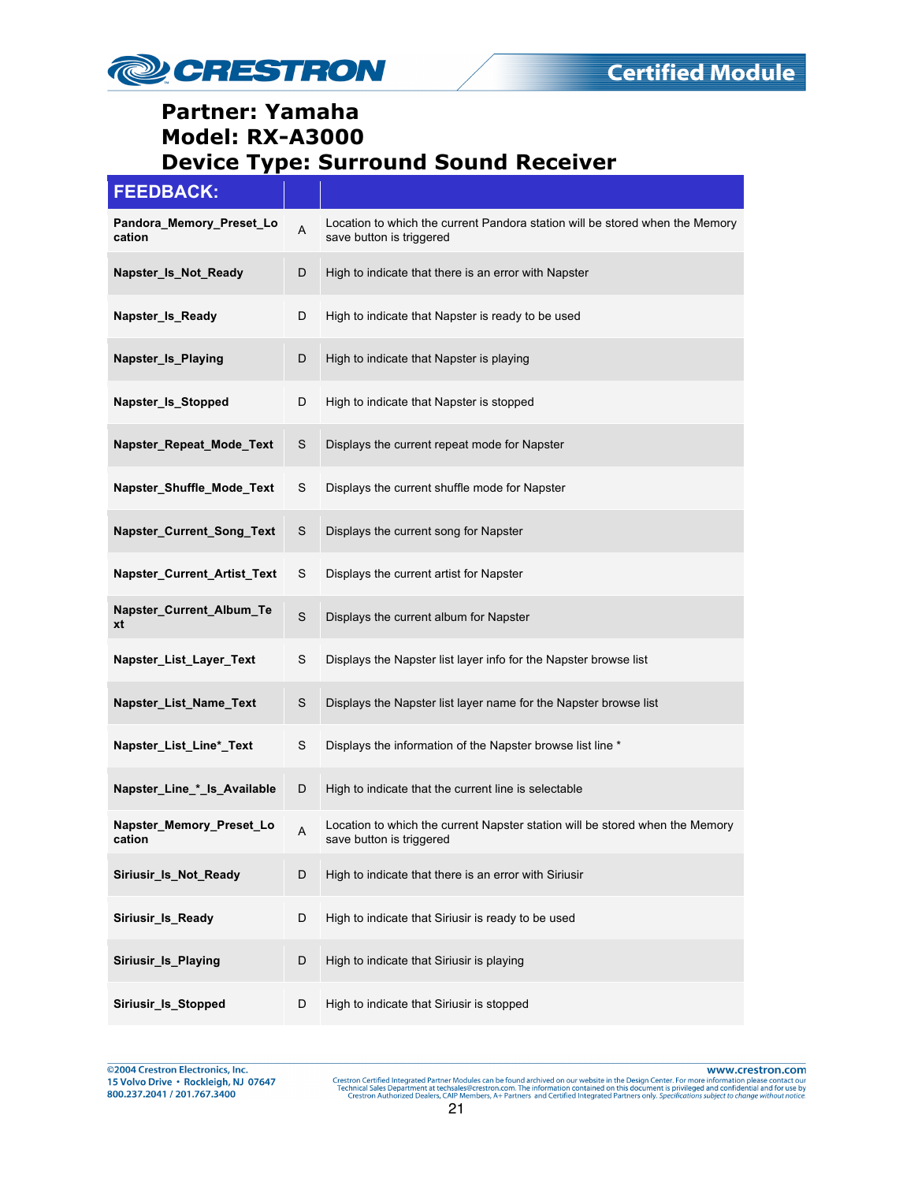# Partner: Yamaha
# Model: RX-A3000
# Device Type: Surround Sound Receiver

| FEEDBACK: | | |
|---|---|---|
| **Pandora_Memory_Preset_Location** | A | Location to which the current Pandora station will be stored when the Memory save button is triggered |
| **Napster_Is_Not_Ready** | D | High to indicate that there is an error with Napster |
| **Napster_Is_Ready** | D | High to indicate that Napster is ready to be used |
| **Napster_Is_Playing** | D | High to indicate that Napster is playing |
| **Napster_Is_Stopped** | D | High to indicate that Napster is stopped |
| **Napster_Repeat_Mode_Text** | S | Displays the current repeat mode for Napster |
| **Napster_Shuffle_Mode_Text** | S | Displays the current shuffle mode for Napster |
| **Napster_Current_Song_Text** | S | Displays the current song for Napster |
| **Napster_Current_Artist_Text** | S | Displays the current artist for Napster |
| **Napster_Current_Album_Text** | S | Displays the current album for Napster |
| **Napster_List_Layer_Text** | S | Displays the Napster list layer info for the Napster browse list |
| **Napster_List_Name_Text** | S | Displays the Napster list layer name for the Napster browse list |
| **Napster_List_Line*_Text** | S | Displays the information of the Napster browse list line * |
| **Napster_Line_*_Is_Available** | D | High to indicate that the current line is selectable |
| **Napster_Memory_Preset_Location** | A | Location to which the current Napster station will be stored when the Memory save button is triggered |
| **Siriusir_Is_Not_Ready** | D | High to indicate that there is an error with Siriusir |
| **Siriusir_Is_Ready** | D | High to indicate that Siriusir is ready to be used |
| **Siriusir_Is_Playing** | D | High to indicate that Siriusir is playing |
| **Siriusir_Is_Stopped** | D | High to indicate that Siriusir is stopped |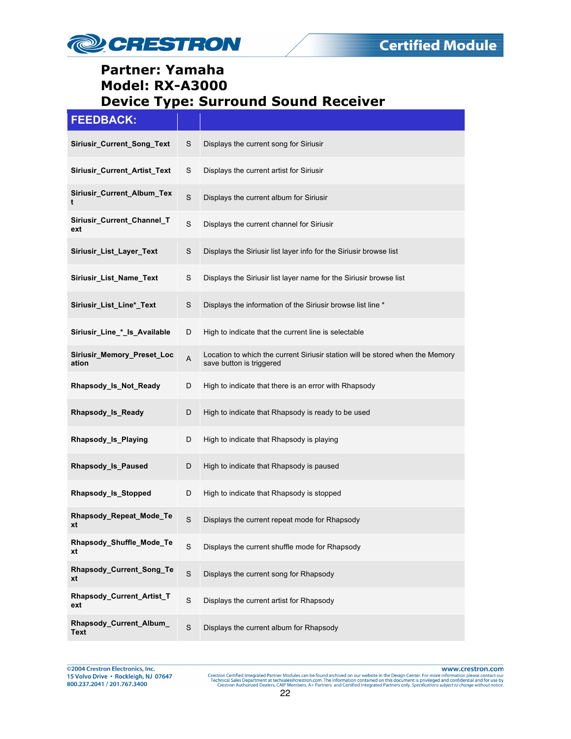**Partner: Yamaha**
**Model: RX-A3000**
**Device Type: Surround Sound Receiver**

| FEEDBACK: | | |
|---|---|---|
| **Siriusir_Current_Song_Text** | S | Displays the current song for Siriusir |
| **Siriusir_Current_Artist_Text** | S | Displays the current artist for Siriusir |
| **Siriusir_Current_Album_Text** | S | Displays the current album for Siriusir |
| **Siriusir_Current_Channel_Text** | S | Displays the current channel for Siriusir |
| **Siriusir_List_Layer_Text** | S | Displays the Siriusir list layer info for the Siriusir browse list |
| **Siriusir_List_Name_Text** | S | Displays the Siriusir list layer name for the Siriusir browse list |
| **Siriusir_List_Line*_Text** | S | Displays the information of the Siriusir browse list line * |
| **Siriusir_Line_*_Is_Available** | D | High to indicate that the current line is selectable |
| **Siriusir_Memory_Preset_Location** | A | Location to which the current Siriusir station will be stored when the Memory save button is triggered |
| **Rhapsody_Is_Not_Ready** | D | High to indicate that there is an error with Rhapsody |
| **Rhapsody_Is_Ready** | D | High to indicate that Rhapsody is ready to be used |
| **Rhapsody_Is_Playing** | D | High to indicate that Rhapsody is playing |
| **Rhapsody_Is_Paused** | D | High to indicate that Rhapsody is paused |
| **Rhapsody_Is_Stopped** | D | High to indicate that Rhapsody is stopped |
| **Rhapsody_Repeat_Mode_Text** | S | Displays the current repeat mode for Rhapsody |
| **Rhapsody_Shuffle_Mode_Text** | S | Displays the current shuffle mode for Rhapsody |
| **Rhapsody_Current_Song_Text** | S | Displays the current song for Rhapsody |
| **Rhapsody_Current_Artist_Text** | S | Displays the current artist for Rhapsody |
| **Rhapsody_Current_Album_Text** | S | Displays the current album for Rhapsody |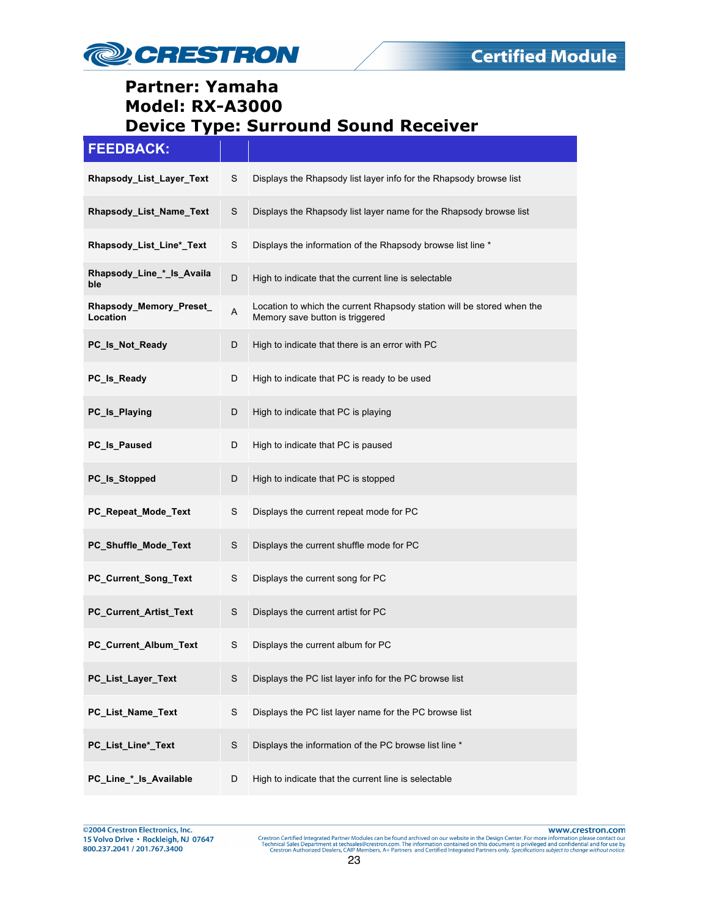**Partner: Yamaha**
**Model: RX-A3000**
**Device Type: Surround Sound Receiver**

| FEEDBACK: | | |
|---|---|---|
| **Rhapsody_List_Layer_Text** | S | Displays the Rhapsody list layer info for the Rhapsody browse list |
| **Rhapsody_List_Name_Text** | S | Displays the Rhapsody list layer name for the Rhapsody browse list |
| **Rhapsody_List_Line*_Text** | S | Displays the information of the Rhapsody browse list line * |
| **Rhapsody_Line_*_Is_Available** | D | High to indicate that the current line is selectable |
| **Rhapsody_Memory_Preset_Location** | A | Location to which the current Rhapsody station will be stored when the Memory save button is triggered |
| **PC_Is_Not_Ready** | D | High to indicate that there is an error with PC |
| **PC_Is_Ready** | D | High to indicate that PC is ready to be used |
| **PC_Is_Playing** | D | High to indicate that PC is playing |
| **PC_Is_Paused** | D | High to indicate that PC is paused |
| **PC_Is_Stopped** | D | High to indicate that PC is stopped |
| **PC_Repeat_Mode_Text** | S | Displays the current repeat mode for PC |
| **PC_Shuffle_Mode_Text** | S | Displays the current shuffle mode for PC |
| **PC_Current_Song_Text** | S | Displays the current song for PC |
| **PC_Current_Artist_Text** | S | Displays the current artist for PC |
| **PC_Current_Album_Text** | S | Displays the current album for PC |
| **PC_List_Layer_Text** | S | Displays the PC list layer info for the PC browse list |
| **PC_List_Name_Text** | S | Displays the PC list layer name for the PC browse list |
| **PC_List_Line*_Text** | S | Displays the information of the PC browse list line * |
| **PC_Line_*_Is_Available** | D | High to indicate that the current line is selectable |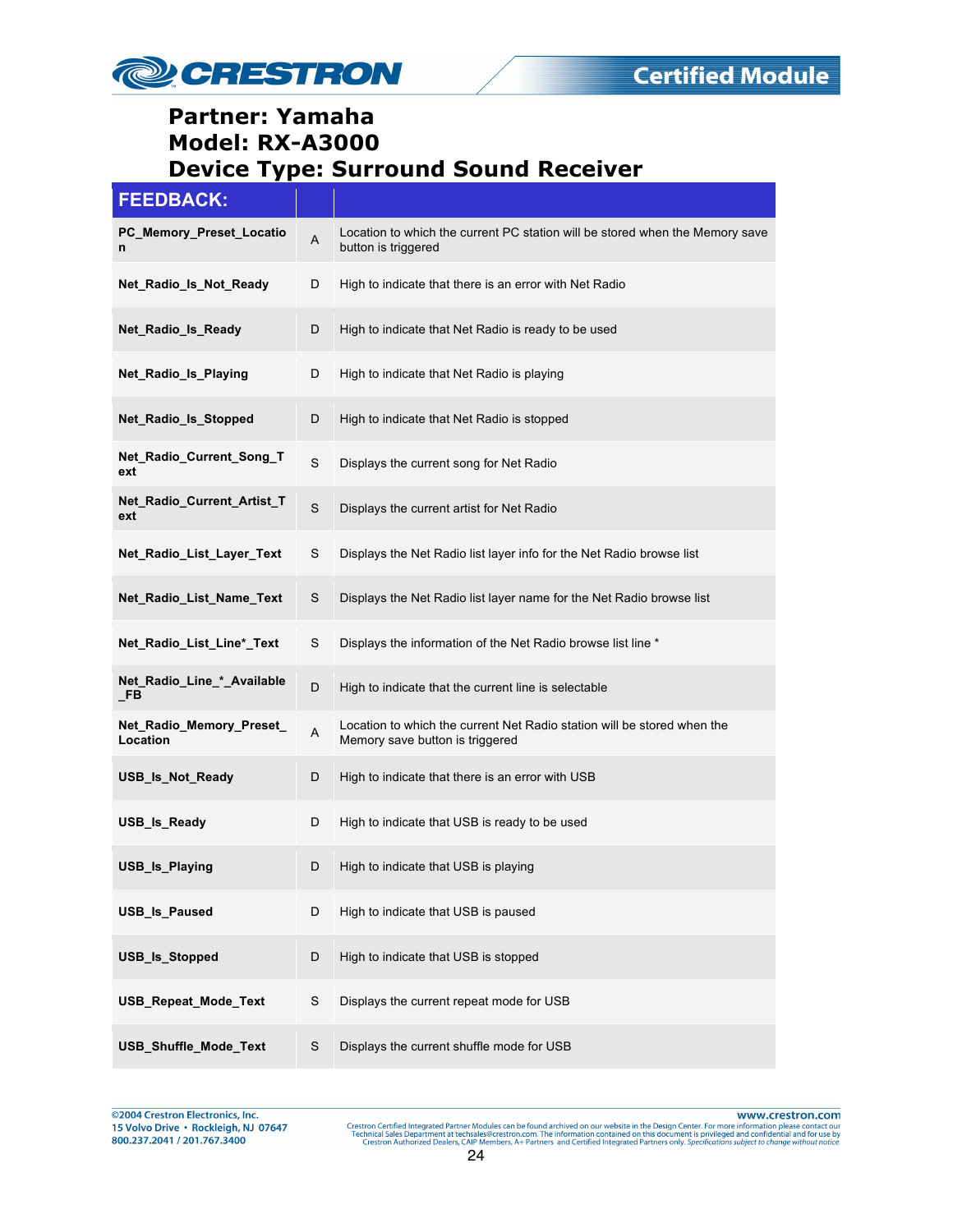**Partner: Yamaha**
**Model: RX-A3000**
**Device Type: Surround Sound Receiver**

| FEEDBACK: | | |
|---|---|---|
| **PC_Memory_Preset_Location** | A | Location to which the current PC station will be stored when the Memory save button is triggered |
| **Net_Radio_Is_Not_Ready** | D | High to indicate that there is an error with Net Radio |
| **Net_Radio_Is_Ready** | D | High to indicate that Net Radio is ready to be used |
| **Net_Radio_Is_Playing** | D | High to indicate that Net Radio is playing |
| **Net_Radio_Is_Stopped** | D | High to indicate that Net Radio is stopped |
| **Net_Radio_Current_Song_Text** | S | Displays the current song for Net Radio |
| **Net_Radio_Current_Artist_Text** | S | Displays the current artist for Net Radio |
| **Net_Radio_List_Layer_Text** | S | Displays the Net Radio list layer info for the Net Radio browse list |
| **Net_Radio_List_Name_Text** | S | Displays the Net Radio list layer name for the Net Radio browse list |
| **Net_Radio_List_Line*_Text** | S | Displays the information of the Net Radio browse list line * |
| **Net_Radio_Line_*_Available_FB** | D | High to indicate that the current line is selectable |
| **Net_Radio_Memory_Preset_Location** | A | Location to which the current Net Radio station will be stored when the Memory save button is triggered |
| **USB_Is_Not_Ready** | D | High to indicate that there is an error with USB |
| **USB_Is_Ready** | D | High to indicate that USB is ready to be used |
| **USB_Is_Playing** | D | High to indicate that USB is playing |
| **USB_Is_Paused** | D | High to indicate that USB is paused |
| **USB_Is_Stopped** | D | High to indicate that USB is stopped |
| **USB_Repeat_Mode_Text** | S | Displays the current repeat mode for USB |
| **USB_Shuffle_Mode_Text** | S | Displays the current shuffle mode for USB |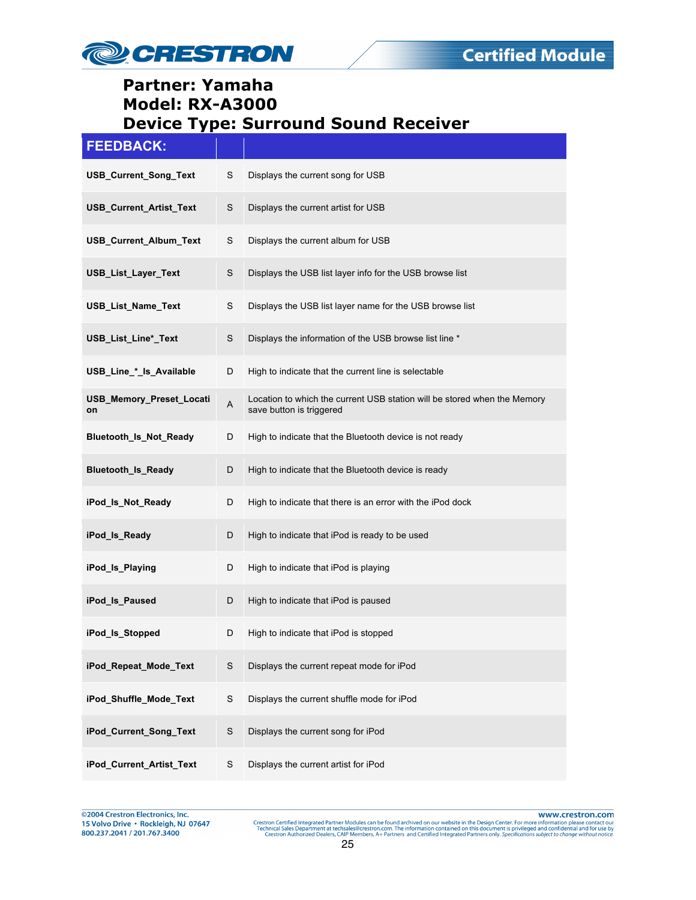# Partner: Yamaha
# Model: RX-A3000
# Device Type: Surround Sound Receiver

| FEEDBACK: | | |
|---|---|---|
| **USB_Current_Song_Text** | S | Displays the current song for USB |
| **USB_Current_Artist_Text** | S | Displays the current artist for USB |
| **USB_Current_Album_Text** | S | Displays the current album for USB |
| **USB_List_Layer_Text** | S | Displays the USB list layer info for the USB browse list |
| **USB_List_Name_Text** | S | Displays the USB list layer name for the USB browse list |
| **USB_List_Line*_Text** | S | Displays the information of the USB browse list line * |
| **USB_Line_*_Is_Available** | D | High to indicate that the current line is selectable |
| **USB_Memory_Preset_Location** | A | Location to which the current USB station will be stored when the Memory save button is triggered |
| **Bluetooth_Is_Not_Ready** | D | High to indicate that the Bluetooth device is not ready |
| **Bluetooth_Is_Ready** | D | High to indicate that the Bluetooth device is ready |
| **iPod_Is_Not_Ready** | D | High to indicate that there is an error with the iPod dock |
| **iPod_Is_Ready** | D | High to indicate that iPod is ready to be used |
| **iPod_Is_Playing** | D | High to indicate that iPod is playing |
| **iPod_Is_Paused** | D | High to indicate that iPod is paused |
| **iPod_Is_Stopped** | D | High to indicate that iPod is stopped |
| **iPod_Repeat_Mode_Text** | S | Displays the current repeat mode for iPod |
| **iPod_Shuffle_Mode_Text** | S | Displays the current shuffle mode for iPod |
| **iPod_Current_Song_Text** | S | Displays the current song for iPod |
| **iPod_Current_Artist_Text** | S | Displays the current artist for iPod |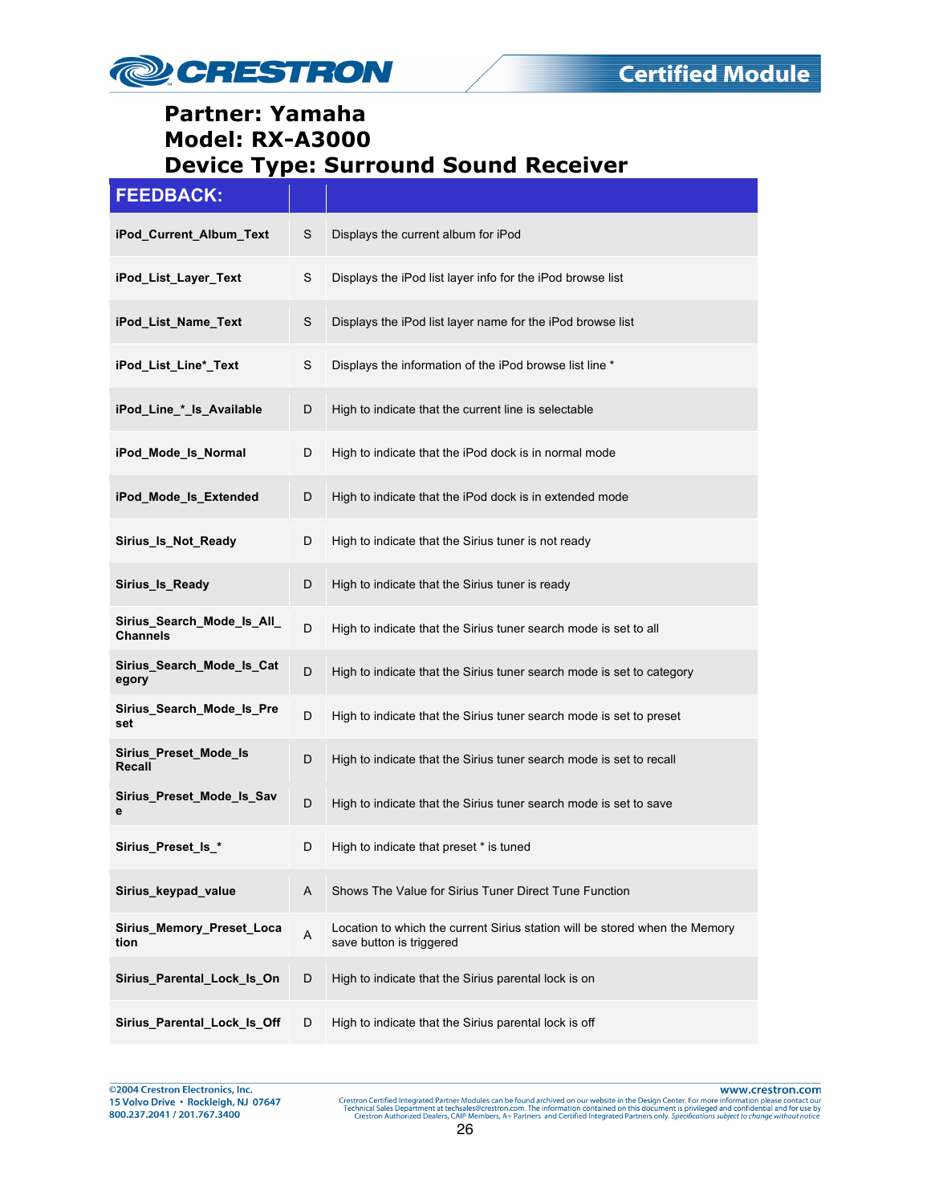**Partner: Yamaha**
**Model: RX-A3000**
**Device Type: Surround Sound Receiver**

| FEEDBACK: | | |
|---|---|---|
| **iPod_Current_Album_Text** | S | Displays the current album for iPod |
| **iPod_List_Layer_Text** | S | Displays the iPod list layer info for the iPod browse list |
| **iPod_List_Name_Text** | S | Displays the iPod list layer name for the iPod browse list |
| **iPod_List_Line*_Text** | S | Displays the information of the iPod browse list line * |
| **iPod_Line_*_Is_Available** | D | High to indicate that the current line is selectable |
| **iPod_Mode_Is_Normal** | D | High to indicate that the iPod dock is in normal mode |
| **iPod_Mode_Is_Extended** | D | High to indicate that the iPod dock is in extended mode |
| **Sirius_Is_Not_Ready** | D | High to indicate that the Sirius tuner is not ready |
| **Sirius_Is_Ready** | D | High to indicate that the Sirius tuner is ready |
| **Sirius_Search_Mode_Is_All_Channels** | D | High to indicate that the Sirius tuner search mode is set to all |
| **Sirius_Search_Mode_Is_Category** | D | High to indicate that the Sirius tuner search mode is set to category |
| **Sirius_Search_Mode_Is_Preset** | D | High to indicate that the Sirius tuner search mode is set to preset |
| **Sirius_Preset_Mode_Is Recall** | D | High to indicate that the Sirius tuner search mode is set to recall |
| **Sirius_Preset_Mode_Is_Save** | D | High to indicate that the Sirius tuner search mode is set to save |
| **Sirius_Preset_Is_*** | D | High to indicate that preset * is tuned |
| **Sirius_keypad_value** | A | Shows The Value for Sirius Tuner Direct Tune Function |
| **Sirius_Memory_Preset_Location** | A | Location to which the current Sirius station will be stored when the Memory save button is triggered |
| **Sirius_Parental_Lock_Is_On** | D | High to indicate that the Sirius parental lock is on |
| **Sirius_Parental_Lock_Is_Off** | D | High to indicate that the Sirius parental lock is off |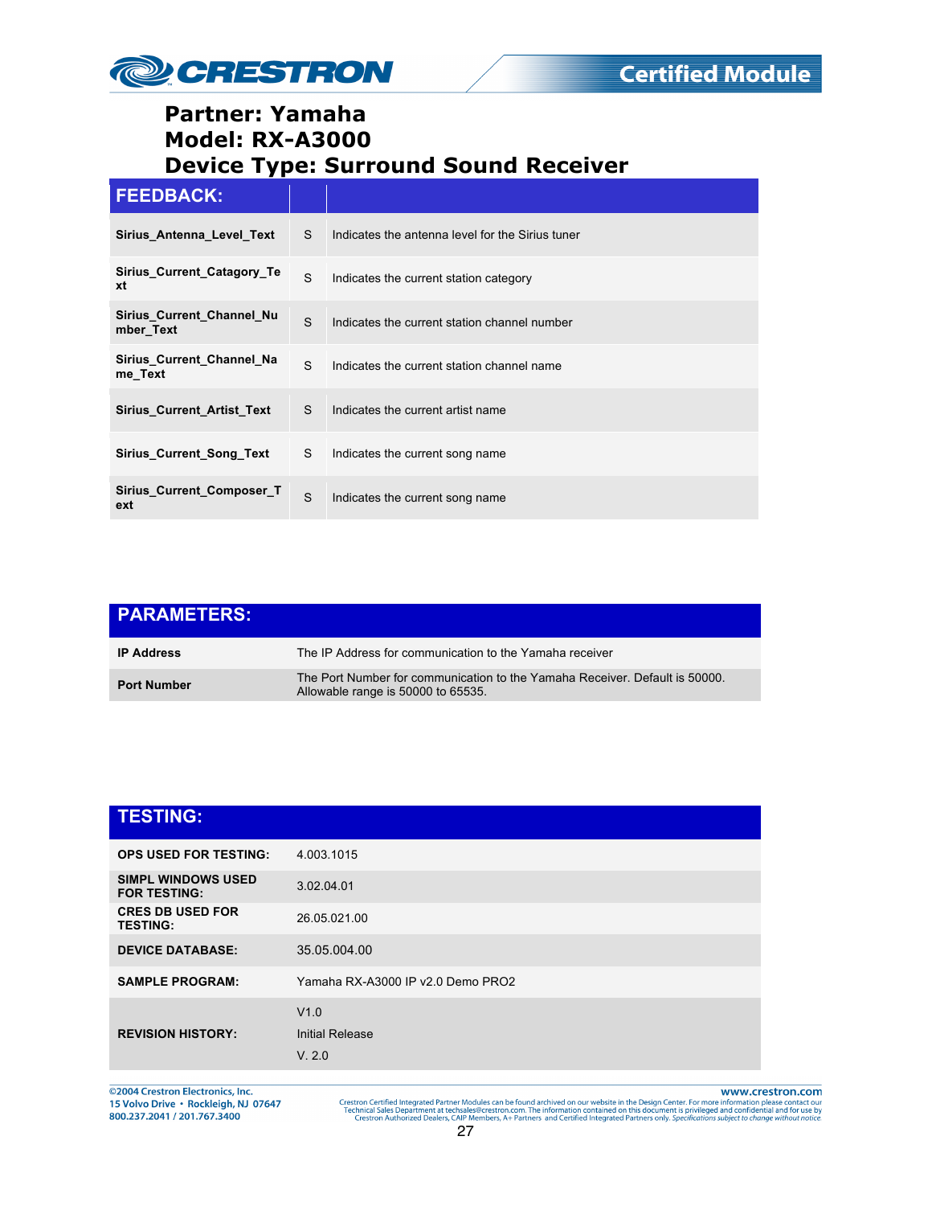# Partner: Yamaha
# Model: RX-A3000
# Device Type: Surround Sound Receiver

| FEEDBACK: | | |
|---|---|---|
| **Sirius_Antenna_Level_Text** | S | Indicates the antenna level for the Sirius tuner |
| **Sirius_Current_Catagory_Text** | S | Indicates the current station category |
| **Sirius_Current_Channel_Number_Text** | S | Indicates the current station channel number |
| **Sirius_Current_Channel_Name_Text** | S | Indicates the current station channel name |
| **Sirius_Current_Artist_Text** | S | Indicates the current artist name |
| **Sirius_Current_Song_Text** | S | Indicates the current song name |
| **Sirius_Current_Composer_Text** | S | Indicates the current song name |

| PARAMETERS: | |
|---|---|
| **IP Address** | The IP Address for communication to the Yamaha receiver |
| **Port Number** | The Port Number for communication to the Yamaha Receiver. Default is 50000. Allowable range is 50000 to 65535. |

| TESTING: | |
|---|---|
| **OPS USED FOR TESTING:** | 4.003.1015 |
| **SIMPL WINDOWS USED FOR TESTING:** | 3.02.04.01 |
| **CRES DB USED FOR TESTING:** | 26.05.021.00 |
| **DEVICE DATABASE:** | 35.05.004.00 |
| **SAMPLE PROGRAM:** | Yamaha RX-A3000 IP v2.0 Demo PRO2 |
| **REVISION HISTORY:** | V1.0<br>Initial Release<br>V. 2.0 |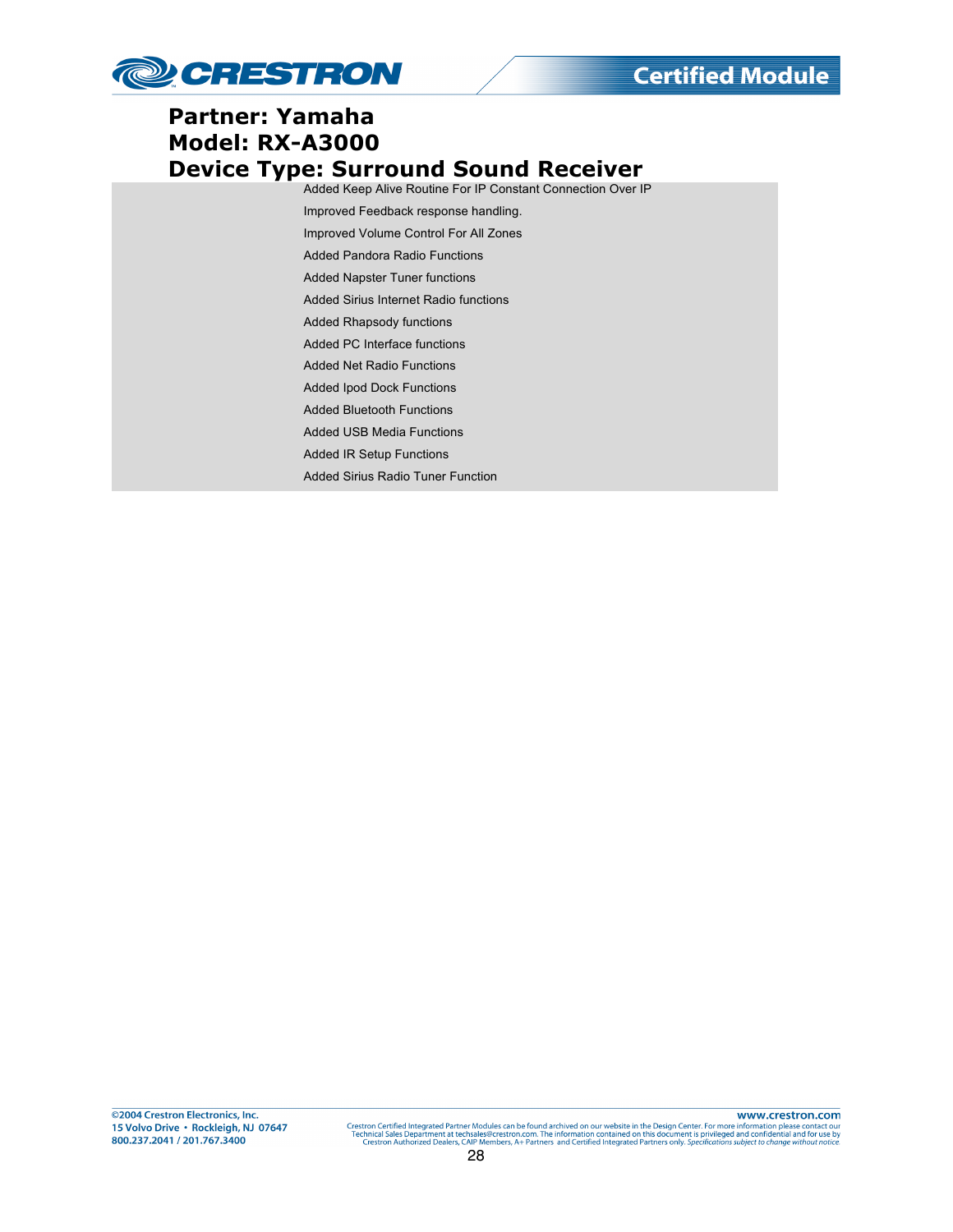# Partner: Yamaha
# Model: RX-A3000
# Device Type: Surround Sound Receiver

| | |
|---|---|
| | Added Keep Alive Routine For IP Constant Connection Over IP |
| | Improved Feedback response handling. |
| | Improved Volume Control For All Zones |
| | Added Pandora Radio Functions |
| | Added Napster Tuner functions |
| | Added Sirius Internet Radio functions |
| | Added Rhapsody functions |
| | Added PC Interface functions |
| | Added Net Radio Functions |
| | Added Ipod Dock Functions |
| | Added Bluetooth Functions |
| | Added USB Media Functions |
| | Added IR Setup Functions |
| | Added Sirius Radio Tuner Function |